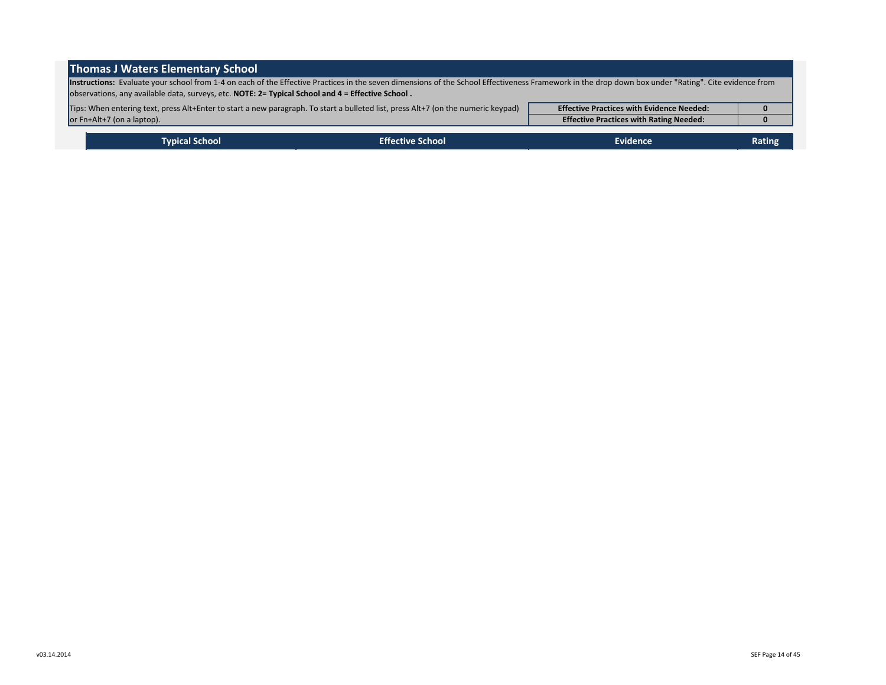# Thomas J Waters Elementary School

**Instructions:** Evaluate your school from 1-4 on each of the Effective Practices in the seven dimensions of the School Effectiveness Framework in the drop down box under "Rating". Cite evidence from observations, any available data, surveys, etc. **NOTE: 2= Typical School and 4 = Effective School .**

Tips: When entering text, press Alt+Enter to start a new paragraph. To start a bulleted list, press Alt+7 (on the numeric keypad) or Fn+Alt+7 (on a laptop).

| | |
|---|---|
| **Effective Practices with Evidence Needed:** | **0** |
| **Effective Practices with Rating Needed:** | **0** |

| Typical School | Effective School | Evidence | Rating |
|---|---|---|---|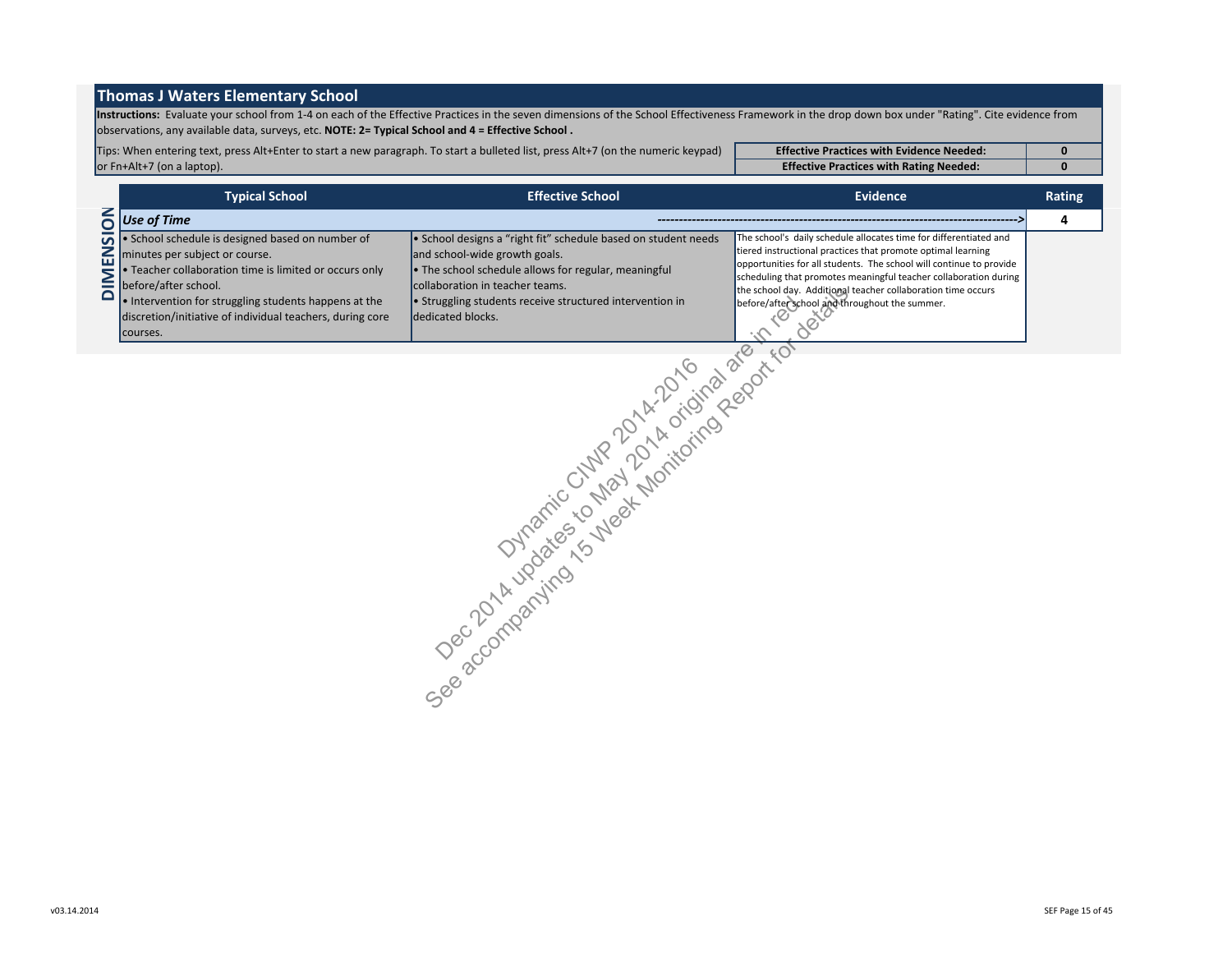# Thomas J Waters Elementary School

**Instructions:** Evaluate your school from 1-4 on each of the Effective Practices in the seven dimensions of the School Effectiveness Framework in the drop down box under "Rating". Cite evidence from observations, any available data, surveys, etc. **NOTE: 2= Typical School and 4 = Effective School .**

Tips: When entering text, press Alt+Enter to start a new paragraph. To start a bulleted list, press Alt+7 (on the numeric keypad) or Fn+Alt+7 (on a laptop).

| Effective Practices with Evidence Needed: | 0 |
| --- | --- |
| Effective Practices with Rating Needed: | 0 |

**DIMENSION**

| Typical School | Effective School | Evidence | Rating |
| --- | --- | --- | --- |
| *Use of Time* | | ----------------------------------------------------------------------------------> | 4 |
| • School schedule is designed based on number of minutes per subject or course.<br>• Teacher collaboration time is limited or occurs only before/after school.<br>• Intervention for struggling students happens at the discretion/initiative of individual teachers, during core courses. | • School designs a "right fit" schedule based on student needs and school-wide growth goals.<br>• The school schedule allows for regular, meaningful collaboration in teacher teams.<br>• Struggling students receive structured intervention in dedicated blocks. | The school's daily schedule allocates time for differentiated and tiered instructional practices that promote optimal learning opportunities for all students. The school will continue to provide scheduling that promotes meaningful teacher collaboration during the school day. Additional teacher collaboration time occurs before/after school and throughout the summer. | |

Dynamic CIWP 2014-2016
Dec 2014 updates to May 2014 original are in red
See accompanying 15 Week Monitoring Report for details

v03.14.2014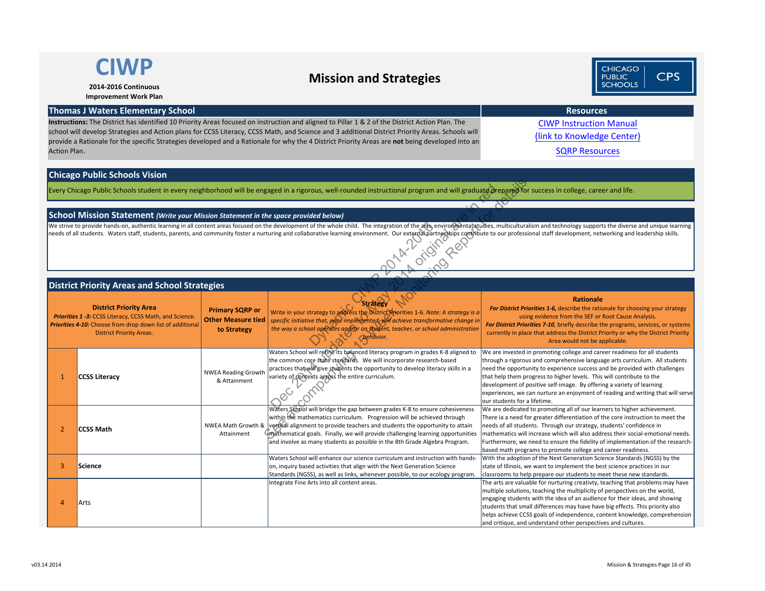# CIWP

**2014-2016 Continuous Improvement Work Plan**

## Mission and Strategies

CHICAGO PUBLIC SCHOOLS | CPS

| Thomas J Waters Elementary School | Resources |
|---|---|
| **Instructions:** The District has identified 10 Priority Areas focused on instruction and aligned to Pillar 1 & 2 of the District Action Plan. The school will develop Strategies and Action plans for CCSS Literacy, CCSS Math, and Science and 3 additional District Priority Areas. Schools will provide a Rationale for the specific Strategies developed and a Rationale for why the 4 District Priority Areas are **not** being developed into an Action Plan. | CIWP Instruction Manual (link to Knowledge Center) SQRP Resources |

### Chicago Public Schools Vision

Every Chicago Public Schools student in every neighborhood will be engaged in a rigorous, well-rounded instructional program and will graduate prepared for success in college, career and life.

### School Mission Statement *(Write your Mission Statement in the space provided below)*

We strive to provide hands-on, authentic learning in all content areas focused on the development of the whole child. The integration of the arts, environmental studies, multiculturalism and technology supports the diverse and unique learning needs of all students. Waters staff, students, parents, and community foster a nurturing and collaborative learning environment. Our external partnerships contribute to our professional staff development, networking and leadership skills.

Dynamic CIWP 2014-2016 original are in red. Dec 2014 updates 15 May 2014 Monitoring Report for details. See accompanying

### District Priority Areas and School Strategies

| | **District Priority Area** *Priorities 1 -3:* CCSS Literacy, CCSS Math, and Science. *Priorities 4-10:* Choose from drop down list of additional District Priority Areas. | **Primary SQRP or Other Measure tied to Strategy** | **Strategy** Write in your strategy to address the District Priorities 1-6. *Note: A strategy is a specific initiative that, once implemented, will achieve transformative change in the way a school operates and/or on student, teacher, or school administration behavior.* | **Rationale** ***For District Priorities 1-6,*** *describe the rationale for choosing your strategy using evidence from the SEF or Root Cause Analysis.* ***For District Priorities 7-10,*** *briefly describe the programs, services, or systems currently in place that address the District Priority or why the District Priority Area would not be applicable.* |
|---|---|---|---|---|
| 1 | **CCSS Literacy** | NWEA Reading Growth & Attainment | Waters School will refine its balanced literacy program in grades K-8 aligned to the common core state standards. We will incorporate research-based practices that will give students the opportunity to develop literacy skills in a variety of contexts across the entire curriculum. | We are invested in promoting college and career readiness for all students through a rigorous and comprehensive language arts curriculum. All students need the opportunity to experience success and be provided with challenges that help them progress to higher levels. This will contribute to the development of positive self-image. By offering a variety of learning experiences, we can nurture an enjoyment of reading and writing that will serve our students for a lifetime. |
| 2 | **CCSS Math** | NWEA Math Growth & Attainment | Waters School will bridge the gap between grades K-8 to ensure cohesiveness within the mathematics curriculum. Progression will be achieved through vertical alignment to provide teachers and students the opportunity to attain mathematical goals. Finally, we will provide challenging learning opportunities and involve as many students as possible in the 8th Grade Algebra Program. | We are dedicated to promoting all of our learners to higher achievement. There is a need for greater differentiation of the core instruction to meet the needs of all students. Through our strategy, students' confidence in mathematics will increase which will also address their social-emotional needs. Furthermore, we need to ensure the fidelity of implementation of the research-based math programs to promote college and career readiness. |
| 3 | **Science** | | Waters School will enhance our science curriculum and instruction with hands-on, inquiry based activities that align with the Next Generation Science Standards (NGSS), as well as links, whenever possible, to our ecology program. | With the adoption of the Next Generation Science Standards (NGSS) by the state of Illinois, we want to implement the best science practices in our classrooms to help prepare our students to meet these new standards. |
| 4 | Arts | | Integrate Fine Arts into all content areas. | The arts are valuable for nurturing creativty, teaching that problems may have multiple solutions, teaching the multiplicity of perspectives on the world, engaging students with the idea of an audience for their ideas, and showing students that small differences may have have big effects. This priority also helps achieve CCSS goals of independence, content knowledge, comprehension and critique, and understand other perspectives and cultures. |

v03.14.2014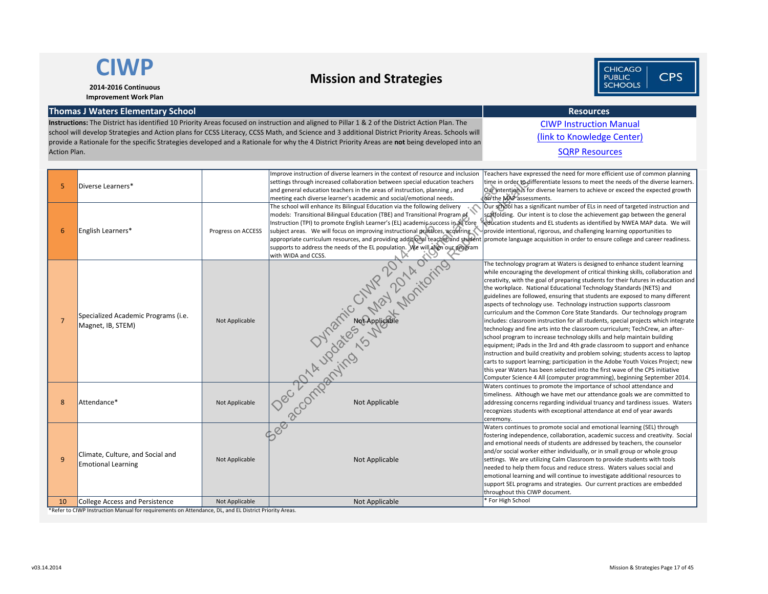# CIWP

**2014-2016 Continuous Improvement Work Plan**

# Mission and Strategies

## Thomas J Waters Elementary School

**Instructions:** The District has identified 10 Priority Areas focused on instruction and aligned to Pillar 1 & 2 of the District Action Plan. The school will develop Strategies and Action plans for CCSS Literacy, CCSS Math, and Science and 3 additional District Priority Areas. Schools will provide a Rationale for the specific Strategies developed and a Rationale for why the 4 District Priority Areas are **not** being developed into an Action Plan.

**Resources**

CIWP Instruction Manual
(link to Knowledge Center)
SQRP Resources

| | | | | |
|---|---|---|---|---|
| 5 | Diverse Learners* | | Improve instruction of diverse learners in the context of resource and inclusion settings through increased collaboration between special education teachers and general education teachers in the areas of instruction, planning , and meeting each diverse learner's academic and social/emotional needs. | Teachers have expressed the need for more efficient use of common planning time in order to differentiate lessons to meet the needs of the diverse learners. Our intention is for diverse learners to achieve or exceed the expected growth on the MAP assessments. |
| 6 | English Learners* | Progress on ACCESS | The school will enhance its Bilingual Education via the following delivery models: Transitional Bilingual Education (TBE) and Transitional Program of Instruction (TPI) to promote English Learner's (EL) academic success in all core subject areas. We will focus on improving instructional practices, acquiring appropriate curriculum resources, and providing additional teacher and student supports to address the needs of the EL population. We will align our program with WIDA and CCSS. | Our school has a significant number of ELs in need of targeted instruction and scaffolding. Our intent is to close the achievement gap between the general education students and EL students as identified by NWEA MAP data. We will provide intentional, rigorous, and challenging learning opportunities to promote language acquisition in order to ensure college and career readiness. |
| 7 | Specialized Academic Programs (i.e. Magnet, IB, STEM) | Not Applicable | Not Applicable | The technology program at Waters is designed to enhance student learning while encouraging the development of critical thinking skills, collaboration and creativity, with the goal of preparing students for their futures in education and the workplace. National Educational Technology Standards (NETS) and guidelines are followed, ensuring that students are exposed to many different aspects of technology use. Technology instruction supports classroom curriculum and the Common Core State Standards. Our technology program includes: classroom instruction for all students, special projects which integrate technology and fine arts into the classroom curriculum; TechCrew, an after-school program to increase technology skills and help maintain building equipment; iPads in the 3rd and 4th grade classroom to support and enhance instruction and build creativity and problem solving; students access to laptop carts to support learning; participation in the Adobe Youth Voices Project; new this year Waters has been selected into the first wave of the CPS initiative Computer Science 4 All (computer programming), beginning September 2014. |
| 8 | Attendance* | Not Applicable | Not Applicable | Waters continues to promote the importance of school attendance and timeliness. Although we have met our attendance goals we are committed to addressing concerns regarding individual truancy and tardiness issues. Waters recognizes students with exceptional attendance at end of year awards ceremony. |
| 9 | Climate, Culture, and Social and Emotional Learning | Not Applicable | Not Applicable | Waters continues to promote social and emotional learning (SEL) through fostering independence, collaboration, academic success and creativity. Social and emotional needs of students are addressed by teachers, the counselor and/or social worker either individually, or in small group or whole group settings. We are utilizing Calm Classroom to provide students with tools needed to help them focus and reduce stress. Waters values social and emotional learning and will continue to investigate additional resources to support SEL programs and strategies. Our current practices are embedded throughout this CIWP document. |
| 10 | College Access and Persistence | Not Applicable | Not Applicable | * For High School |

*Refer to CIWP Instruction Manual for requirements on Attendance, DL, and EL District Priority Areas.

Dynamic CIWP 2014-2016 Dec 2014 updates to May 2014 original are in red
See accompanying 15 Week Monitoring Report for details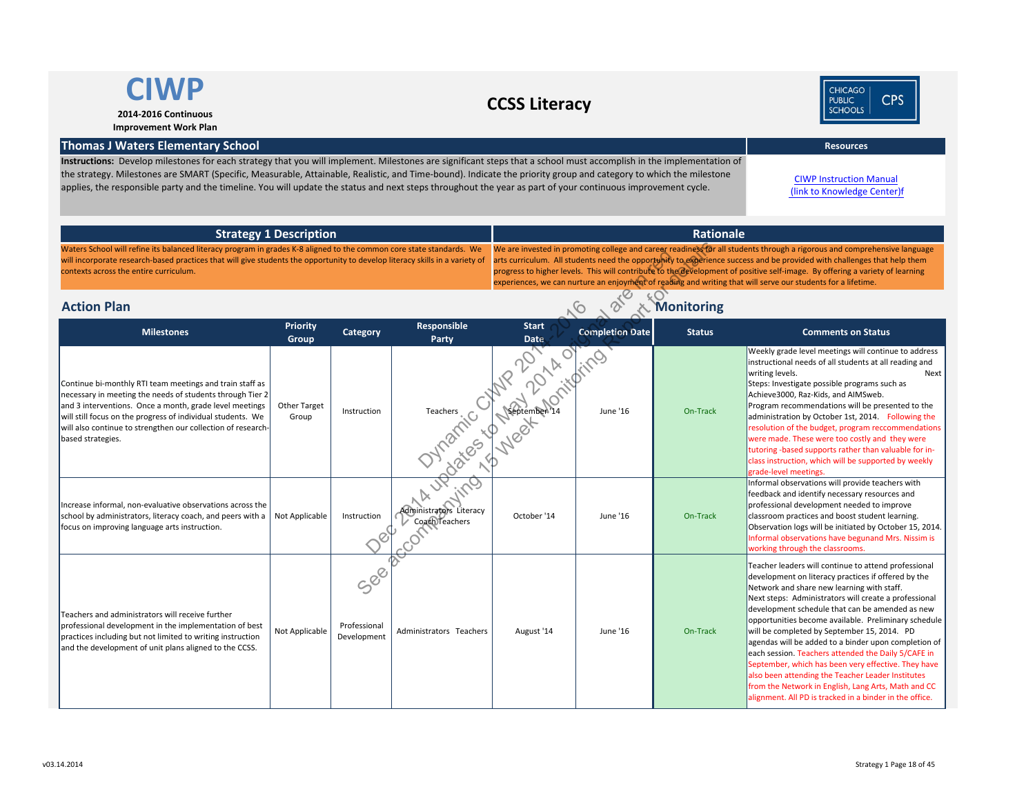# CIWP

**2014-2016 Continuous Improvement Work Plan**

## CCSS Literacy

CHICAGO PUBLIC SCHOOLS CPS

## Thomas J Waters Elementary School

**Instructions:** Develop milestones for each strategy that you will implement. Milestones are significant steps that a school must accomplish in the implementation of the strategy. Milestones are SMART (Specific, Measurable, Attainable, Realistic, and Time-bound). Indicate the priority group and category to which the milestone applies, the responsible party and the timeline. You will update the status and next steps throughout the year as part of your continuous improvement cycle.

**Resources**

[CIWP Instruction Manual (link to Knowledge Center)f]

| Strategy 1 Description | Rationale |
|---|---|
| Waters School will refine its balanced literacy program in grades K-8 aligned to the common core state standards. We will incorporate research-based practices that will give students the opportunity to develop literacy skills in a variety of contexts across the entire curriculum. | We are invested in promoting college and career readiness for all students through a rigorous and comprehensive language arts curriculum. All students need the opportunity to experience success and be provided with challenges that help them progress to higher levels. This will contribute to the development of positive self-image. By offering a variety of learning experiences, we can nurture an enjoyment of reading and writing that will serve our students for a lifetime. |

Dynamic CIWP 2014-2016 Dec 2014 updates to May 2014 original are in red. See accompanying 15 Week Monitoring Report for details.

## Action Plan / Monitoring

| Milestones | Priority Group | Category | Responsible Party | Start Date | Completion Date | Status | Comments on Status |
|---|---|---|---|---|---|---|---|
| Continue bi-monthly RTI team meetings and train staff as necessary in meeting the needs of students through Tier 2 and 3 interventions. Once a month, grade level meetings will still focus on the progress of individual students. We will also continue to strengthen our collection of research-based strategies. | Other Target Group | Instruction | Teachers | September '14 | June '16 | On-Track | Weekly grade level meetings will continue to address instructional needs of all students at all reading and writing levels. Next Steps: Investigate possible programs such as Achieve3000, Raz-Kids, and AIMSweb. Program recommendations will be presented to the administration by October 1st, 2014. Following the resolution of the budget, program reccommendations were made. These were too costly and they were tutoring -based supports rather than valuable for in-class instruction, which will be supported by weekly grade-level meetings. |
| Increase informal, non-evaluative observations across the school by administrators, literacy coach, and peers with a focus on improving language arts instruction. | Not Applicable | Instruction | Administrators Literacy Coach Teachers | October '14 | June '16 | On-Track | Informal observations will provide teachers with feedback and identify necessary resources and professional development needed to improve classroom practices and boost student learning. Observation logs will be initiated by October 15, 2014. Informal observations have begunand Mrs. Nissim is working through the classrooms. |
| Teachers and administrators will receive further professional development in the implementation of best practices including but not limited to writing instruction and the development of unit plans aligned to the CCSS. | Not Applicable | Professional Development | Administrators Teachers | August '14 | June '16 | On-Track | Teacher leaders will continue to attend professional development on literacy practices if offered by the Network and share new learning with staff. Next steps: Administrators will create a professional development schedule that can be amended as new opportunities become available. Preliminary schedule will be completed by September 15, 2014. PD agendas will be added to a binder upon completion of each session. Teachers attended the Daily 5/CAFE in September, which has been very effective. They have also been attending the Teacher Leader Institutes from the Network in English, Lang Arts, Math and CC alignment. All PD is tracked in a binder in the office. |

v03.14.2014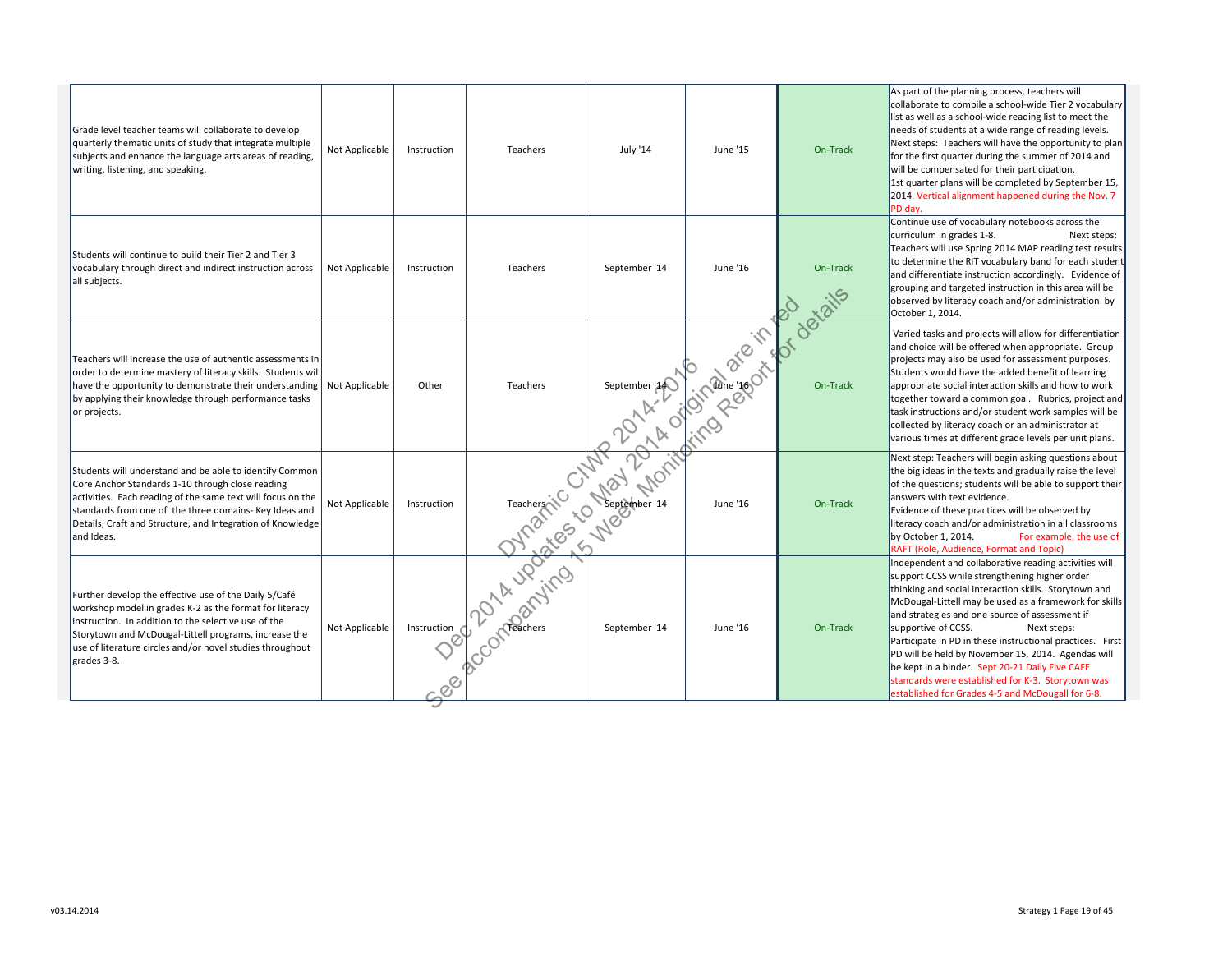| | | | | | | | |
|---|---|---|---|---|---|---|---|
| Grade level teacher teams will collaborate to develop quarterly thematic units of study that integrate multiple subjects and enhance the language arts areas of reading, writing, listening, and speaking. | Not Applicable | Instruction | Teachers | July '14 | June '15 | On-Track | As part of the planning process, teachers will collaborate to compile a school-wide Tier 2 vocabulary list as well as a school-wide reading list to meet the needs of students at a wide range of reading levels. Next steps: Teachers will have the opportunity to plan for the first quarter during the summer of 2014 and will be compensated for their participation. 1st quarter plans will be completed by September 15, 2014. Vertical alignment happened during the Nov. 7 PD day. |
| Students will continue to build their Tier 2 and Tier 3 vocabulary through direct and indirect instruction across all subjects. | Not Applicable | Instruction | Teachers | September '14 | June '16 | On-Track | Continue use of vocabulary notebooks across the curriculum in grades 1-8. Next steps: Teachers will use Spring 2014 MAP reading test results to determine the RIT vocabulary band for each student and differentiate instruction accordingly. Evidence of grouping and targeted instruction in this area will be observed by literacy coach and/or administration by October 1, 2014. |
| Teachers will increase the use of authentic assessments in order to determine mastery of literacy skills. Students will have the opportunity to demonstrate their understanding by applying their knowledge through performance tasks or projects. | Not Applicable | Other | Teachers | September '14 | June '16 | On-Track | Varied tasks and projects will allow for differentiation and choice will be offered when appropriate. Group projects may also be used for assessment purposes. Students would have the added benefit of learning appropriate social interaction skills and how to work together toward a common goal. Rubrics, project and task instructions and/or student work samples will be collected by literacy coach or an administrator at various times at different grade levels per unit plans. |
| Students will understand and be able to identify Common Core Anchor Standards 1-10 through close reading activities. Each reading of the same text will focus on the standards from one of the three domains- Key Ideas and Details, Craft and Structure, and Integration of Knowledge and Ideas. | Not Applicable | Instruction | Teachers | September '14 | June '16 | On-Track | Next step: Teachers will begin asking questions about the big ideas in the texts and gradually raise the level of the questions; students will be able to support their answers with text evidence. Evidence of these practices will be observed by literacy coach and/or administration in all classrooms by October 1, 2014. For example, the use of RAFT (Role, Audience, Format and Topic) |
| Further develop the effective use of the Daily 5/Café workshop model in grades K-2 as the format for literacy instruction. In addition to the selective use of the Storytown and McDougal-Littell programs, increase the use of literature circles and/or novel studies throughout grades 3-8. | Not Applicable | Instruction | Teachers | September '14 | June '16 | On-Track | Independent and collaborative reading activities will support CCSS while strengthening higher order thinking and social interaction skills. Storytown and McDougal-Littell may be used as a framework for skills and strategies and one source of assessment if supportive of CCSS. Next steps: Participate in PD in these instructional practices. First PD will be held by November 15, 2014. Agendas will be kept in a binder. Sept 20-21 Daily Five CAFE standards were established for K-3. Storytown was established for Grades 4-5 and McDougall for 6-8. |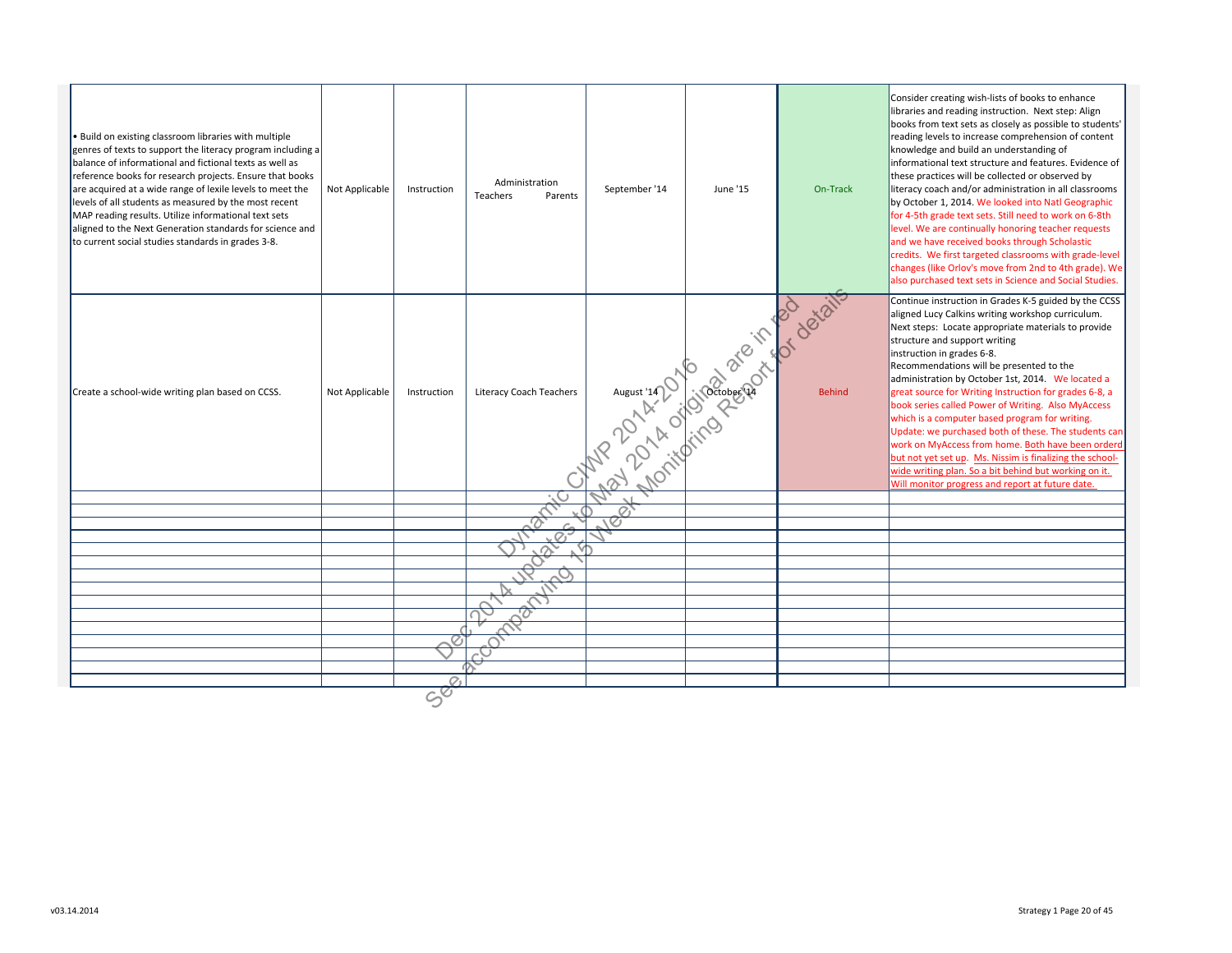| | | | | | | | |
|---|---|---|---|---|---|---|---|
| • Build on existing classroom libraries with multiple genres of texts to support the literacy program including a balance of informational and fictional texts as well as reference books for research projects. Ensure that books are acquired at a wide range of lexile levels to meet the levels of all students as measured by the most recent MAP reading results. Utilize informational text sets aligned to the Next Generation standards for science and to current social studies standards in grades 3-8. | Not Applicable | Instruction | Administration Teachers Parents | September '14 | June '15 | On-Track | Consider creating wish-lists of books to enhance libraries and reading instruction. Next step: Align books from text sets as closely as possible to students' reading levels to increase comprehension of content knowledge and build an understanding of informational text structure and features. Evidence of these practices will be collected or observed by literacy coach and/or administration in all classrooms by October 1, 2014. We looked into Natl Geographic for 4-5th grade text sets. Still need to work on 6-8th level. We are continually honoring teacher requests and we have received books through Scholastic credits. We first targeted classrooms with grade-level changes (like Orlov's move from 2nd to 4th grade). We also purchased text sets in Science and Social Studies. |
| Create a school-wide writing plan based on CCSS. | Not Applicable | Instruction | Literacy Coach Teachers | August '14 | October '14 | Behind | Continue instruction in Grades K-5 guided by the CCSS aligned Lucy Calkins writing workshop curriculum. Next steps: Locate appropriate materials to provide structure and support writing instruction in grades 6-8. Recommendations will be presented to the administration by October 1st, 2014. We located a great source for Writing Instruction for grades 6-8, a book series called Power of Writing. Also MyAccess which is a computer based program for writing. Update: we purchased both of these. The students can work on MyAccess from home. Both have been orderd but not yet set up. Ms. Nissim is finalizing the school-wide writing plan. So a bit behind but working on it. Will monitor progress and report at future date. |
| | | | | | | | |
| | | | | | | | |
| | | | | | | | |
| | | | | | | | |
| | | | | | | | |
| | | | | | | | |
| | | | | | | | |
| | | | | | | | |
| | | | | | | | |
| | | | | | | | |
| | | | | | | | |
| | | | | | | | |
| | | | | | | | |

Dynamic CIWP 2014-2016
Dec 2014 updates to May 2014 original are in red
See accompanying 15 Week Monitoring Report for details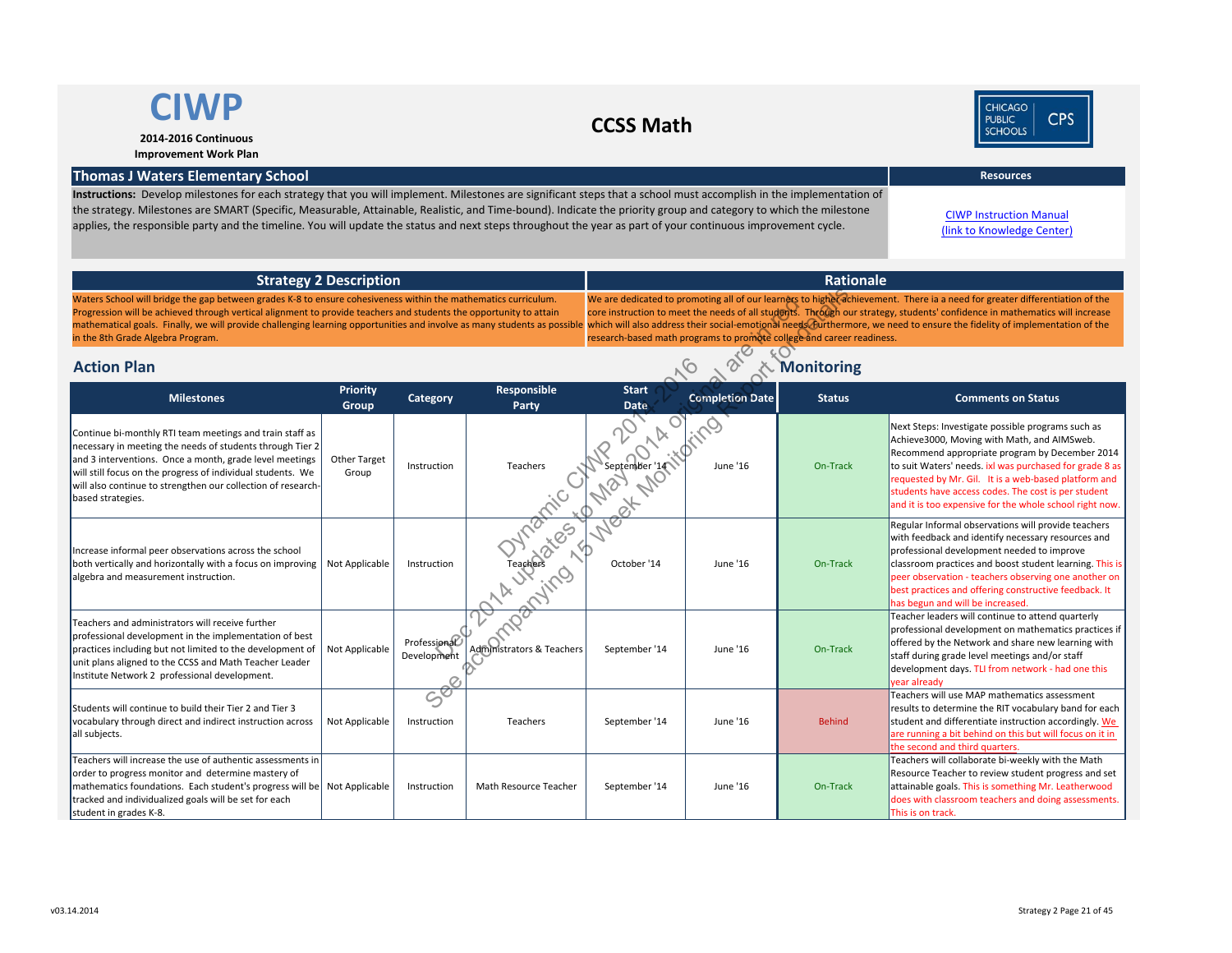# CIWP

**2014-2016 Continuous Improvement Work Plan**

# CCSS Math

CHICAGO PUBLIC SCHOOLS CPS

## Thomas J Waters Elementary School

**Instructions:** Develop milestones for each strategy that you will implement. Milestones are significant steps that a school must accomplish in the implementation of the strategy. Milestones are SMART (Specific, Measurable, Attainable, Realistic, and Time-bound). Indicate the priority group and category to which the milestone applies, the responsible party and the timeline. You will update the status and next steps throughout the year as part of your continuous improvement cycle.

**Resources**

CIWP Instruction Manual
(link to Knowledge Center)

| Strategy 2 Description | Rationale |
|---|---|
| Waters School will bridge the gap between grades K-8 to ensure cohesiveness within the mathematics curriculum. Progression will be achieved through vertical alignment to provide teachers and students the opportunity to attain mathematical goals. Finally, we will provide challenging learning opportunities and involve as many students as possible in the 8th Grade Algebra Program. | We are dedicated to promoting all of our learners to higher achievement. There is a need for greater differentiation of the core instruction to meet the needs of all students. Through our strategy, students' confidence in mathematics will increase which will also address their social-emotional needs. Furthermore, we need to ensure the fidelity of implementation of the research-based math programs to promote college and career readiness. |

Dynamic CIWP 2014-2016 Dec 2014 updates to May 2014 original are in red. See accompanying 15 Week Monitoring Report for details.

## Action Plan

## Monitoring

| Milestones | Priority Group | Category | Responsible Party | Start Date | Completion Date | Status | Comments on Status |
|---|---|---|---|---|---|---|---|
| Continue bi-monthly RTI team meetings and train staff as necessary in meeting the needs of students through Tier 2 and 3 interventions. Once a month, grade level meetings will still focus on the progress of individual students. We will also continue to strengthen our collection of research-based strategies. | Other Target Group | Instruction | Teachers | September '14 | June '16 | On-Track | Next Steps: Investigate possible programs such as Achieve3000, Moving with Math, and AIMSweb. Recommend appropriate program by December 2014 to suit Waters' needs. ixl was purchased for grade 8 as requested by Mr. Gil. It is a web-based platform and students have access codes. The cost is per student and it is too expensive for the whole school right now. |
| Increase informal peer observations across the school both vertically and horizontally with a focus on improving algebra and measurement instruction. | Not Applicable | Instruction | Teachers | October '14 | June '16 | On-Track | Regular Informal observations will provide teachers with feedback and identify necessary resources and professional development needed to improve classroom practices and boost student learning. This is peer observation - teachers observing one another on best practices and offering constructive feedback. It has begun and will be increased. |
| Teachers and administrators will receive further professional development in the implementation of best practices including but not limited to the development of unit plans aligned to the CCSS and Math Teacher Leader Institute Network 2 professional development. | Not Applicable | Professional Development | Administrators & Teachers | September '14 | June '16 | On-Track | Teacher leaders will continue to attend quarterly professional development on mathematics practices if offered by the Network and share new learning with staff during grade level meetings and/or staff development days. TLI from network - had one this year already |
| Students will continue to build their Tier 2 and Tier 3 vocabulary through direct and indirect instruction across all subjects. | Not Applicable | Instruction | Teachers | September '14 | June '16 | Behind | Teachers will use MAP mathematics assessment results to determine the RIT vocabulary band for each student and differentiate instruction accordingly. We are running a bit behind on this but will focus on it in the second and third quarters. |
| Teachers will increase the use of authentic assessments in order to progress monitor and determine mastery of mathematics foundations. Each student's progress will be tracked and individualized goals will be set for each student in grades K-8. | Not Applicable | Instruction | Math Resource Teacher | September '14 | June '16 | On-Track | Teachers will collaborate bi-weekly with the Math Resource Teacher to review student progress and set attainable goals. This is something Mr. Leatherwood does with classroom teachers and doing assessments. This is on track. |

v03.14.2014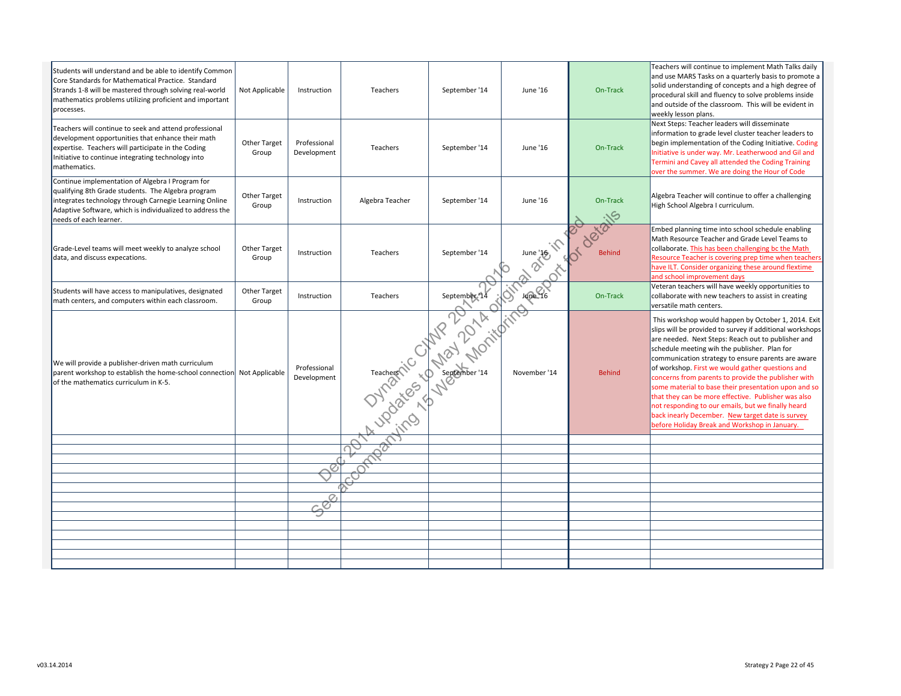| | | | | | | | |
|---|---|---|---|---|---|---|---|
| Students will understand and be able to identify Common Core Standards for Mathematical Practice. Standard Strands 1-8 will be mastered through solving real-world mathematics problems utilizing proficient and important processes. | Not Applicable | Instruction | Teachers | September '14 | June '16 | On-Track | Teachers will continue to implement Math Talks daily and use MARS Tasks on a quarterly basis to promote a solid understanding of concepts and a high degree of procedural skill and fluency to solve problems inside and outside of the classroom. This will be evident in weekly lesson plans. |
| Teachers will continue to seek and attend professional development opportunities that enhance their math expertise. Teachers will participate in the Coding Initiative to continue integrating technology into mathematics. | Other Target Group | Professional Development | Teachers | September '14 | June '16 | On-Track | Next Steps: Teacher leaders will disseminate information to grade level cluster teacher leaders to begin implementation of the Coding Initiative. Coding Initiative is under way. Mr. Leatherwood and Gil and Termini and Cavey all attended the Coding Training over the summer. We are doing the Hour of Code |
| Continue implementation of Algebra I Program for qualifying 8th Grade students. The Algebra program integrates technology through Carnegie Learning Online Adaptive Software, which is individualized to address the needs of each learner. | Other Target Group | Instruction | Algebra Teacher | September '14 | June '16 | On-Track | Algebra Teacher will continue to offer a challenging High School Algebra I curriculum. |
| Grade-Level teams will meet weekly to analyze school data, and discuss expecations. | Other Target Group | Instruction | Teachers | September '14 | June '16 | Behind | Embed planning time into school schedule enabling Math Resource Teacher and Grade Level Teams to collaborate. This has been challenging bc the Math Resource Teacher is covering prep time when teachers have ILT. Consider organizing these around flextime and school improvement days |
| Students will have access to manipulatives, designated math centers, and computers within each classroom. | Other Target Group | Instruction | Teachers | September '14 | June '16 | On-Track | Veteran teachers will have weekly opportunities to collaborate with new teachers to assist in creating versatile math centers. |
| We will provide a publisher-driven math curriculum parent workshop to establish the home-school connection of the mathematics curriculum in K-5. | Not Applicable | Professional Development | Teachers | September '14 | November '14 | Behind | This workshop would happen by October 1, 2014. Exit slips will be provided to survey if additional workshops are needed. Next Steps: Reach out to publisher and schedule meeting wih the publisher. Plan for communication strategy to ensure parents are aware of workshop. First we would gather questions and concerns from parents to provide the publisher with some material to base their presentation upon and so that they can be more effective. Publisher was also not responding to our emails, but we finally heard back inearly December. New target date is survey before Holiday Break and Workshop in January. |
| | | | | | | | |
| | | | | | | | |
| | | | | | | | |
| | | | | | | | |
| | | | | | | | |
| | | | | | | | |
| | | | | | | | |
| | | | | | | | |
| | | | | | | | |
| | | | | | | | |
| | | | | | | | |
| | | | | | | | |
| | | | | | | | |

Dynamic CIWP 2014-2016
Dec 2014 updates to May 2014 original are in red
See accompanying 15 Week Monitoring Report for details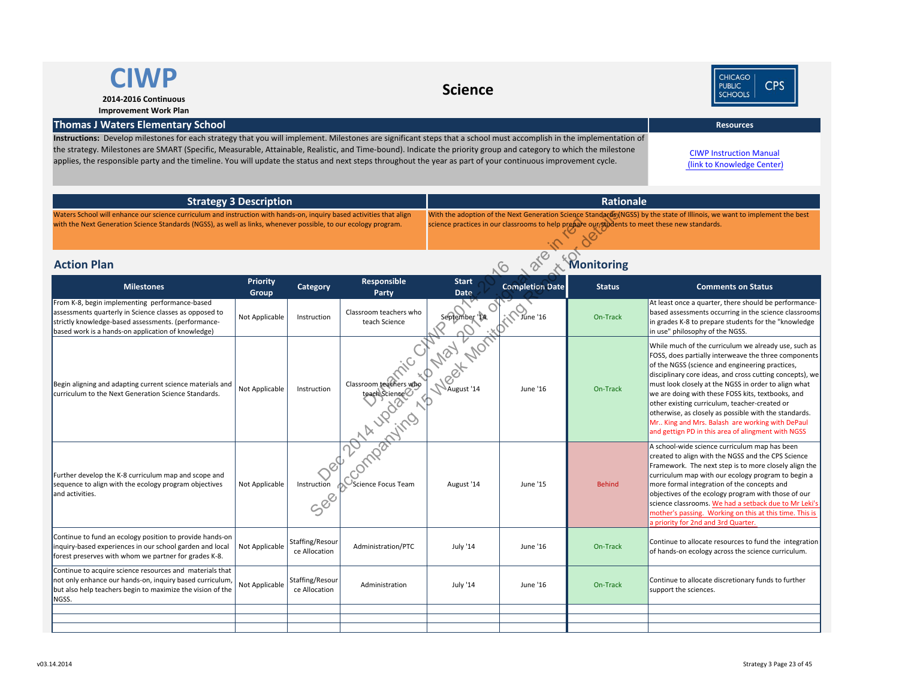# CIWP

**2014-2016 Continuous Improvement Work Plan**

## Science

CHICAGO PUBLIC SCHOOLS CPS

## Thomas J Waters Elementary School

**Instructions:** Develop milestones for each strategy that you will implement. Milestones are significant steps that a school must accomplish in the implementation of the strategy. Milestones are SMART (Specific, Measurable, Attainable, Realistic, and Time-bound). Indicate the priority group and category to which the milestone applies, the responsible party and the timeline. You will update the status and next steps throughout the year as part of your continuous improvement cycle.

**Resources**

CIWP Instruction Manual (link to Knowledge Center)

| Strategy 3 Description | Rationale |
|---|---|
| Waters School will enhance our science curriculum and instruction with hands-on, inquiry based activities that align with the Next Generation Science Standards (NGSS), as well as links, whenever possible, to our ecology program. | With the adoption of the Next Generation Science Standards (NGSS) by the state of Illinois, we want to implement the best science practices in our classrooms to help prepare our students to meet these new standards. |

Dynamic CIWP 2014-2016
Dec 2014 updates to May 2014 original are in red
See accompanying 15 Week Monitoring Report for details

## Action Plan / Monitoring

| Milestones | Priority Group | Category | Responsible Party | Start Date | Completion Date | Status | Comments on Status |
|---|---|---|---|---|---|---|---|
| From K-8, begin implementing performance-based assessments quarterly in Science classes as opposed to strictly knowledge-based assessments. (performance-based work is a hands-on application of knowledge) | Not Applicable | Instruction | Classroom teachers who teach Science | September '14 | June '16 | On-Track | At least once a quarter, there should be performance-based assessments occurring in the science classrooms in grades K-8 to prepare students for the "knowledge in use" philosophy of the NGSS. |
| Begin aligning and adapting current science materials and curriculum to the Next Generation Science Standards. | Not Applicable | Instruction | Classroom teachers who teach Science | August '14 | June '16 | On-Track | While much of the curriculum we already use, such as FOSS, does partially interweave the three components of the NGSS (science and engineering practices, disciplinary core ideas, and cross cutting concepts), we must look closely at the NGSS in order to align what we are doing with these FOSS kits, textbooks, and other existing curriculum, teacher-created or otherwise, as closely as possible with the standards. Mr.. King and Mrs. Balash are working with DePaul and gettign PD in this area of alingment with NGSS |
| Further develop the K-8 curriculum map and scope and sequence to align with the ecology program objectives and activities. | Not Applicable | Instruction | Science Focus Team | August '14 | June '15 | Behind | A school-wide science curriculum map has been created to align with the NGSS and the CPS Science Framework. The next step is to more closely align the curriculum map with our ecology program to begin a more formal integration of the concepts and objectives of the ecology program with those of our science classrooms. We had a setback due to Mr Leki's mother's passing. Working on this at this time. This is a priority for 2nd and 3rd Quarter. |
| Continue to fund an ecology position to provide hands-on inquiry-based experiences in our school garden and local forest preserves with whom we partner for grades K-8. | Not Applicable | Staffing/Resource Allocation | Administration/PTC | July '14 | June '16 | On-Track | Continue to allocate resources to fund the integration of hands-on ecology across the science curriculum. |
| Continue to acquire science resources and materials that not only enhance our hands-on, inquiry based curriculum, but also help teachers begin to maximize the vision of the NGSS. | Not Applicable | Staffing/Resource Allocation | Administration | July '14 | June '16 | On-Track | Continue to allocate discretionary funds to further support the sciences. |
| | | | | | | | |
| | | | | | | | |
| | | | | | | | |

v03.14.2014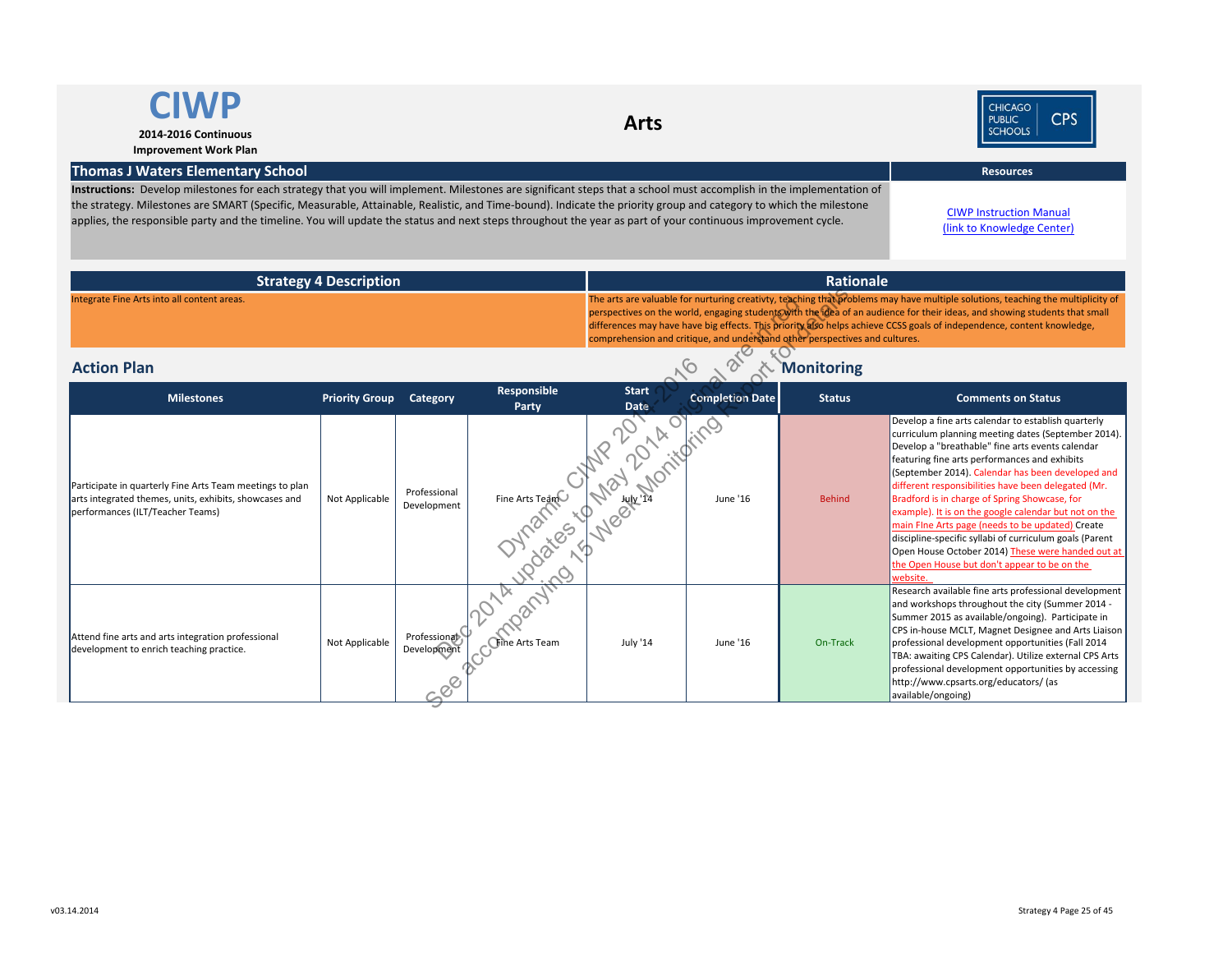# CIWP

**2014-2016 Continuous Improvement Work Plan**

## Arts

CHICAGO PUBLIC SCHOOLS CPS

## Thomas J Waters Elementary School

**Instructions:** Develop milestones for each strategy that you will implement. Milestones are significant steps that a school must accomplish in the implementation of the strategy. Milestones are SMART (Specific, Measurable, Attainable, Realistic, and Time-bound). Indicate the priority group and category to which the milestone applies, the responsible party and the timeline. You will update the status and next steps throughout the year as part of your continuous improvement cycle.

**Resources**

CIWP Instruction Manual (link to Knowledge Center)

| Strategy 4 Description | Rationale |
|---|---|
| Integrate Fine Arts into all content areas. | The arts are valuable for nurturing creativty, teaching that problems may have multiple solutions, teaching the multiplicity of perspectives on the world, engaging students with the idea of an audience for their ideas, and showing students that small differences may have have big effects. This priority also helps achieve CCSS goals of independence, content knowledge, comprehension and critique, and understand other perspectives and cultures. |

Dynamic CIWP 2014-2016
Dec 2014 updates to May 2014 original are in red
See accompanying 15 Week Monitoring Report for details

## Action Plan / Monitoring

| Milestones | Priority Group | Category | Responsible Party | Start Date | Completion Date | Status | Comments on Status |
|---|---|---|---|---|---|---|---|
| Participate in quarterly Fine Arts Team meetings to plan arts integrated themes, units, exhibits, showcases and performances (ILT/Teacher Teams) | Not Applicable | Professional Development | Fine Arts Team | July '14 | June '16 | Behind | Develop a fine arts calendar to establish quarterly curriculum planning meeting dates (September 2014). Develop a "breathable" fine arts events calendar featuring fine arts performances and exhibits (September 2014). Calendar has been developed and different responsibilities have been delegated (Mr. Bradford is in charge of Spring Showcase, for example). It is on the google calendar but not on the main FIne Arts page (needs to be updated) Create discipline-specific syllabi of curriculum goals (Parent Open House October 2014) These were handed out at the Open House but don't appear to be on the website. |
| Attend fine arts and arts integration professional development to enrich teaching practice. | Not Applicable | Professional Development | Fine Arts Team | July '14 | June '16 | On-Track | Research available fine arts professional development and workshops throughout the city (Summer 2014 - Summer 2015 as available/ongoing). Participate in CPS in-house MCLT, Magnet Designee and Arts Liaison professional development opportunities (Fall 2014 TBA: awaiting CPS Calendar). Utilize external CPS Arts professional development opportunities by accessing http://www.cpsarts.org/educators/ (as available/ongoing) |

v03.14.2014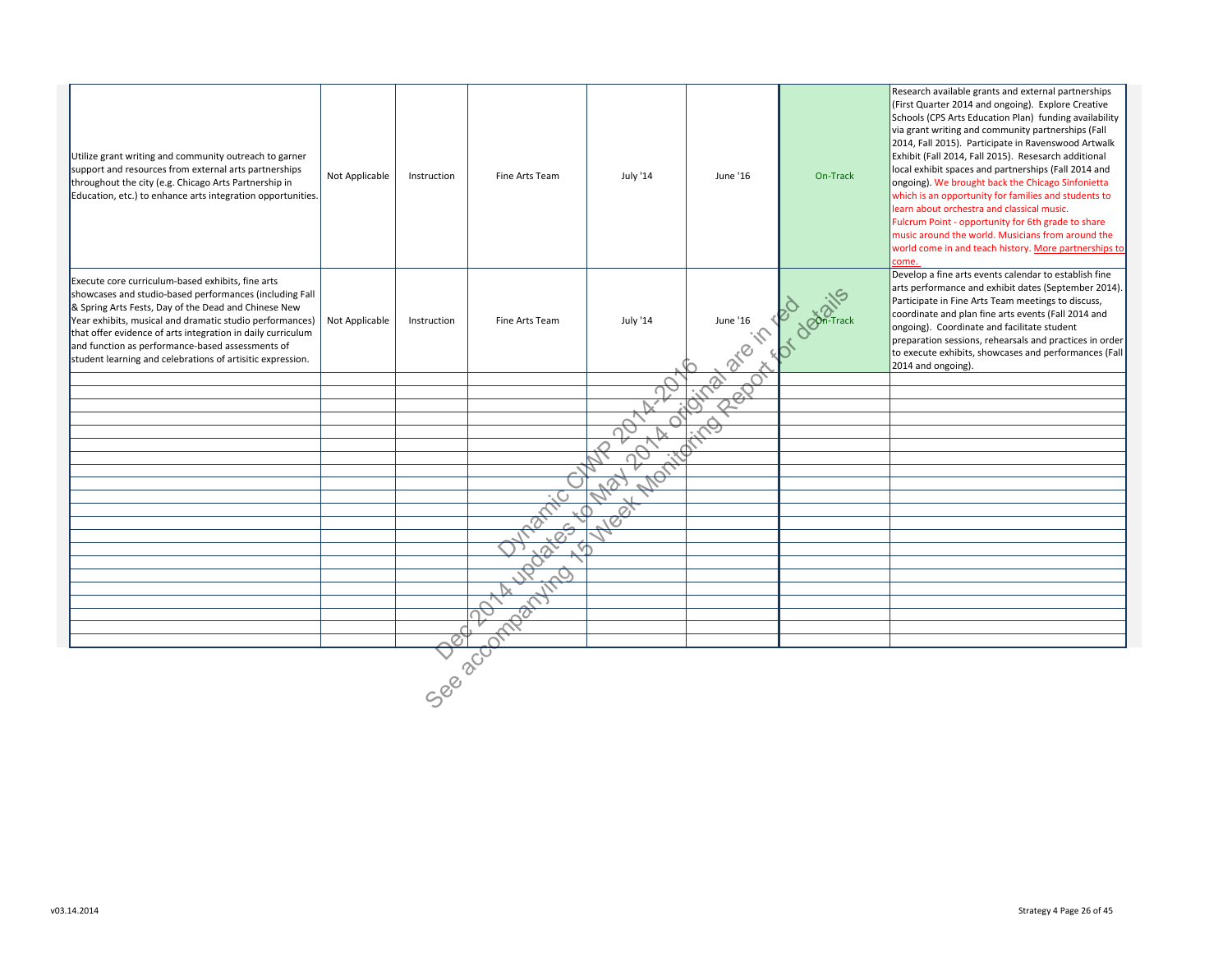| | | | | | | | |
|---|---|---|---|---|---|---|---|
| Utilize grant writing and community outreach to garner support and resources from external arts partnerships throughout the city (e.g. Chicago Arts Partnership in Education, etc.) to enhance arts integration opportunities. | Not Applicable | Instruction | Fine Arts Team | July '14 | June '16 | On-Track | Research available grants and external partnerships (First Quarter 2014 and ongoing). Explore Creative Schools (CPS Arts Education Plan) funding availability via grant writing and community partnerships (Fall 2014, Fall 2015). Participate in Ravenswood Artwalk Exhibit (Fall 2014, Fall 2015). Resesarch additional local exhibit spaces and partnerships (Fall 2014 and ongoing). We brought back the Chicago Sinfonietta which is an opportunity for families and students to learn about orchestra and classical music. Fulcrum Point - opportunity for 6th grade to share music around the world. Musicians from around the world come in and teach history. More partnerships to come. |
| Execute core curriculum-based exhibits, fine arts showcases and studio-based performances (including Fall & Spring Arts Fests, Day of the Dead and Chinese New Year exhibits, musical and dramatic studio performances) that offer evidence of arts integration in daily curriculum and function as performance-based assessments of student learning and celebrations of artisitic expression. | Not Applicable | Instruction | Fine Arts Team | July '14 | June '16 | On-Track | Develop a fine arts events calendar to establish fine arts performance and exhibit dates (September 2014). Participate in Fine Arts Team meetings to discuss, coordinate and plan fine arts events (Fall 2014 and ongoing). Coordinate and facilitate student preparation sessions, rehearsals and practices in order to execute exhibits, showcases and performances (Fall 2014 and ongoing). |

Dynamic CIWP 2014-2016
Dec 2014 updates to May 2014 original are in red
See accompanying 15 Week Monitoring Report for details

v03.14.2014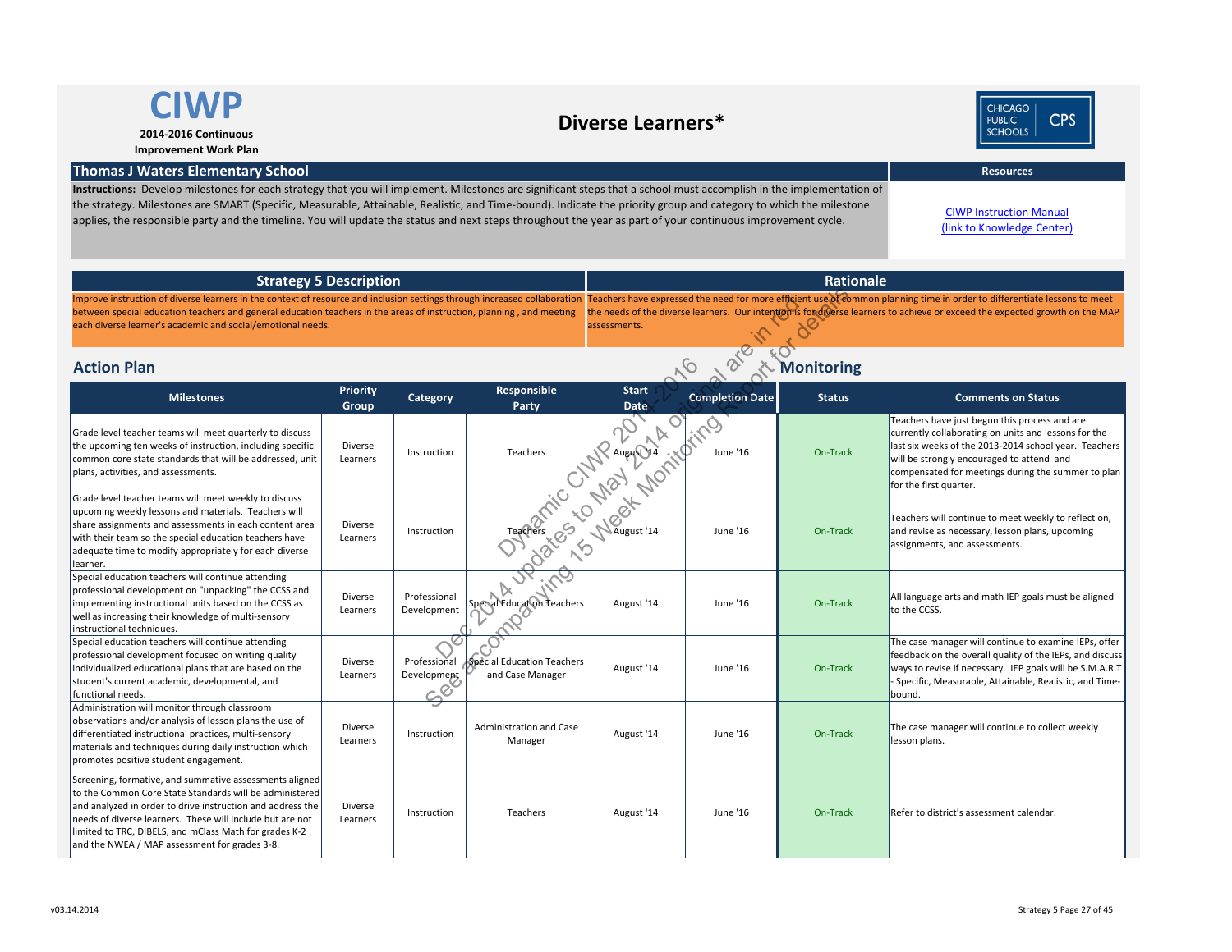# CIWP

**2014-2016 Continuous Improvement Work Plan**

## Diverse Learners*

CHICAGO PUBLIC SCHOOLS CPS

## Thomas J Waters Elementary School

**Instructions:** Develop milestones for each strategy that you will implement. Milestones are significant steps that a school must accomplish in the implementation of the strategy. Milestones are SMART (Specific, Measurable, Attainable, Realistic, and Time-bound). Indicate the priority group and category to which the milestone applies, the responsible party and the timeline. You will update the status and next steps throughout the year as part of your continuous improvement cycle.

**Resources**

CIWP Instruction Manual (link to Knowledge Center)

| Strategy 5 Description | Rationale |
|---|---|
| Improve instruction of diverse learners in the context of resource and inclusion settings through increased collaboration between special education teachers and general education teachers in the areas of instruction, planning , and meeting each diverse learner's academic and social/emotional needs. | Teachers have expressed the need for more efficient use of common planning time in order to differentiate lessons to meet the needs of the diverse learners. Our intention is for diverse learners to achieve or exceed the expected growth on the MAP assessments. |

Dynamic CIWP 2014-2016 Dec 2014 updates to May 2014 original are in red. See accompanying 15 Week Monitoring Report for details.

## Action Plan / Monitoring

| Milestones | Priority Group | Category | Responsible Party | Start Date | Completion Date | Status | Comments on Status |
|---|---|---|---|---|---|---|---|
| Grade level teacher teams will meet quarterly to discuss the upcoming ten weeks of instruction, including specific common core state standards that will be addressed, unit plans, activities, and assessments. | Diverse Learners | Instruction | Teachers | August '14 | June '16 | On-Track | Teachers have just begun this process and are currently collaborating on units and lessons for the last six weeks of the 2013-2014 school year. Teachers will be strongly encouraged to attend and compensated for meetings during the summer to plan for the first quarter. |
| Grade level teacher teams will meet weekly to discuss upcoming weekly lessons and materials. Teachers will share assignments and assessments in each content area with their team so the special education teachers have adequate time to modify appropriately for each diverse learner. | Diverse Learners | Instruction | Teachers | August '14 | June '16 | On-Track | Teachers will continue to meet weekly to reflect on, and revise as necessary, lesson plans, upcoming assignments, and assessments. |
| Special education teachers will continue attending professional development on "unpacking" the CCSS and implementing instructional units based on the CCSS as well as increasing their knowledge of multi-sensory instructional techniques. | Diverse Learners | Professional Development | Special Education Teachers | August '14 | June '16 | On-Track | All language arts and math IEP goals must be aligned to the CCSS. |
| Special education teachers will continue attending professional development focused on writing quality individualized educational plans that are based on the student's current academic, developmental, and functional needs. | Diverse Learners | Professional Development | Special Education Teachers and Case Manager | August '14 | June '16 | On-Track | The case manager will continue to examine IEPs, offer feedback on the overall quality of the IEPs, and discuss ways to revise if necessary. IEP goals will be S.M.A.R.T - Specific, Measurable, Attainable, Realistic, and Time-bound. |
| Administration will monitor through classroom observations and/or analysis of lesson plans the use of differentiated instructional practices, multi-sensory materials and techniques during daily instruction which promotes positive student engagement. | Diverse Learners | Instruction | Administration and Case Manager | August '14 | June '16 | On-Track | The case manager will continue to collect weekly lesson plans. |
| Screening, formative, and summative assessments aligned to the Common Core State Standards will be administered and analyzed in order to drive instruction and address the needs of diverse learners. These will include but are not limited to TRC, DIBELS, and mClass Math for grades K-2 and the NWEA / MAP assessment for grades 3-8. | Diverse Learners | Instruction | Teachers | August '14 | June '16 | On-Track | Refer to district's assessment calendar. |

v03.14.2014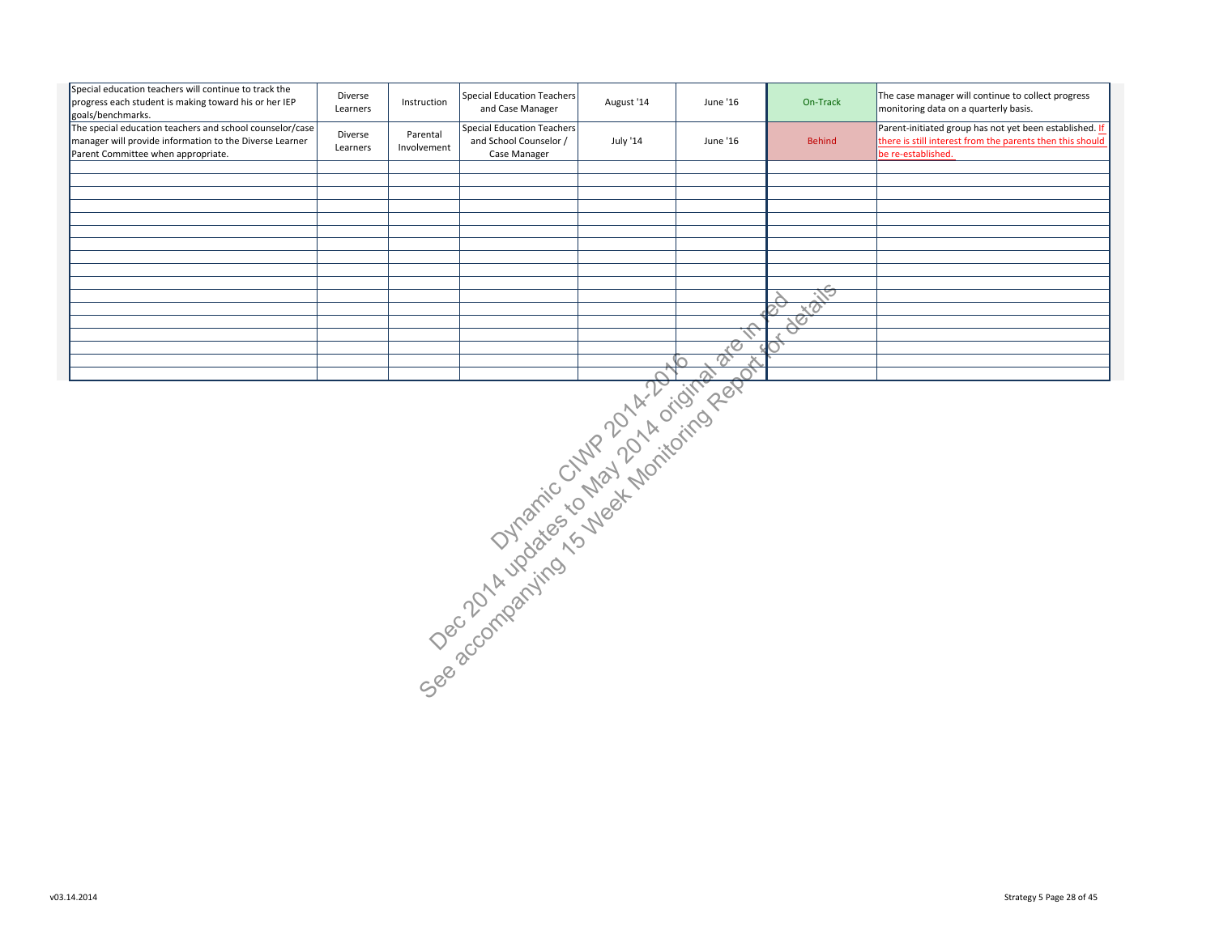| | | | | | | | |
|---|---|---|---|---|---|---|---|
| Special education teachers will continue to track the progress each student is making toward his or her IEP goals/benchmarks. | Diverse Learners | Instruction | Special Education Teachers and Case Manager | August '14 | June '16 | On-Track | The case manager will continue to collect progress monitoring data on a quarterly basis. |
| The special education teachers and school counselor/case manager will provide information to the Diverse Learner Parent Committee when appropriate. | Diverse Learners | Parental Involvement | Special Education Teachers and School Counselor / Case Manager | July '14 | June '16 | Behind | Parent-initiated group has not yet been established. If there is still interest from the parents then this should be re-established. |
| | | | | | | | |
| | | | | | | | |
| | | | | | | | |
| | | | | | | | |
| | | | | | | | |
| | | | | | | | |
| | | | | | | | |
| | | | | | | | |
| | | | | | | | |
| | | | | | | | |
| | | | | | | | |
| | | | | | | | |
| | | | | | | | |
| | | | | | | | |
| | | | | | | | |
| | | | | | | | |

Dynamic CIWP 2014-2016
Dec 2014 updates to May 2014 original are in red
See accompanying 15 Week Monitoring Report for details

v03.14.2014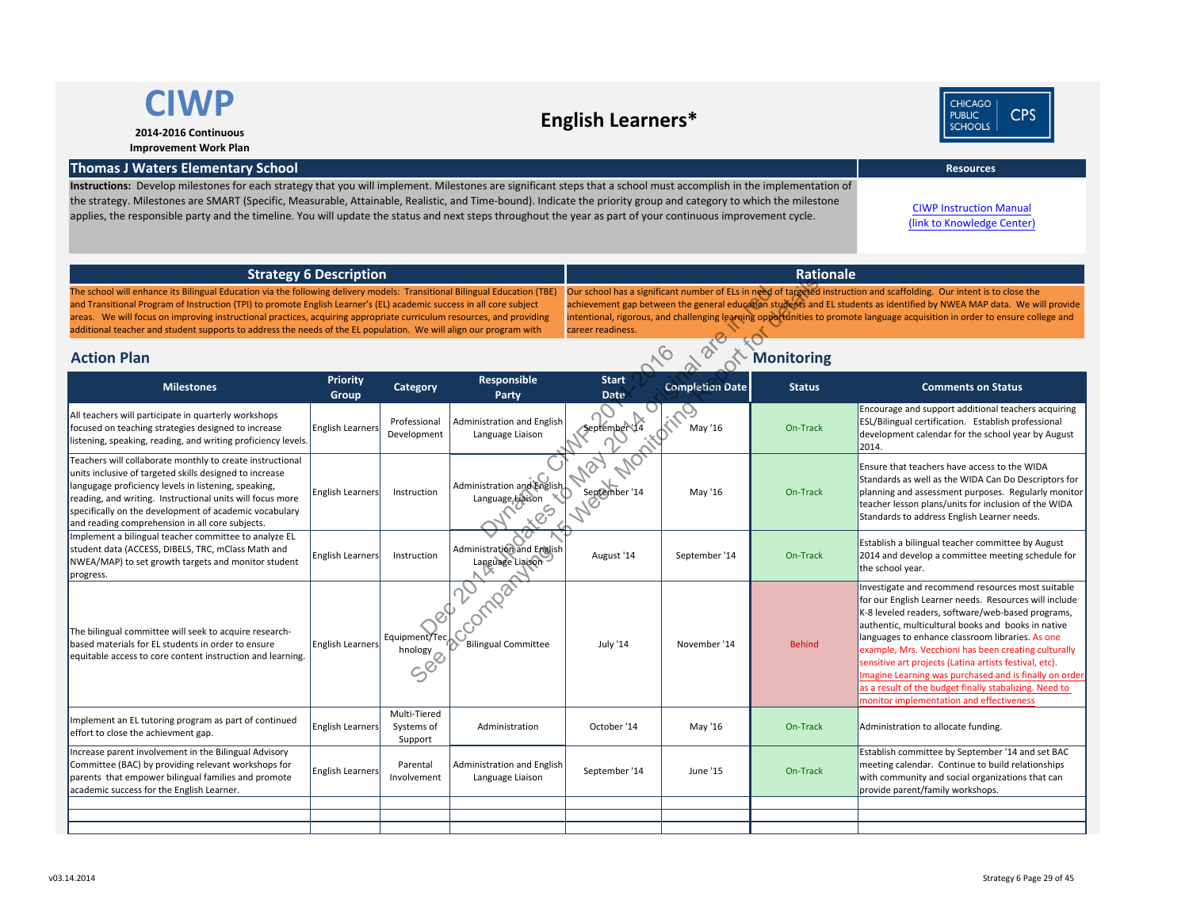# CIWP

**2014-2016 Continuous Improvement Work Plan**

## English Learners*

CHICAGO PUBLIC SCHOOLS | CPS

## Thomas J Waters Elementary School

**Instructions:** Develop milestones for each strategy that you will implement. Milestones are significant steps that a school must accomplish in the implementation of the strategy. Milestones are SMART (Specific, Measurable, Attainable, Realistic, and Time-bound). Indicate the priority group and category to which the milestone applies, the responsible party and the timeline. You will update the status and next steps throughout the year as part of your continuous improvement cycle.

**Resources**

CIWP Instruction Manual
(link to Knowledge Center)

| Strategy 6 Description | Rationale |
|---|---|
| The school will enhance its Bilingual Education via the following delivery models: Transitional Bilingual Education (TBE) and Transitional Program of Instruction (TPI) to promote English Learner's (EL) academic success in all core subject areas. We will focus on improving instructional practices, acquiring appropriate curriculum resources, and providing additional teacher and student supports to address the needs of the EL population. We will align our program with | Our school has a significant number of ELs in need of targeted instruction and scaffolding. Our intent is to close the achievement gap between the general education students and EL students as identified by NWEA MAP data. We will provide intentional, rigorous, and challenging learning opportunities to promote language acquisition in order to ensure college and career readiness. |

Dynamic CIWP 2014-2016
Dec 2014 Updates to May 2014 original are in red
See accompanying 15 Week Monitoring Report for details

## Action Plan

## Monitoring

| Milestones | Priority Group | Category | Responsible Party | Start Date | Completion Date | Status | Comments on Status |
|---|---|---|---|---|---|---|---|
| All teachers will participate in quarterly workshops focused on teaching strategies designed to increase listening, speaking, reading, and writing proficiency levels. | English Learners | Professional Development | Administration and English Language Liaison | September '14 | May '16 | On-Track | Encourage and support additional teachers acquiring ESL/Bilingual certification. Establish professional development calendar for the school year by August 2014. |
| Teachers will collaborate monthly to create instructional units inclusive of targeted skills designed to increase langugage proficiency levels in listening, speaking, reading, and writing. Instructional units will focus more specifically on the development of academic vocabulary and reading comprehension in all core subjects. | English Learners | Instruction | Administration and English Language Liaison | September '14 | May '16 | On-Track | Ensure that teachers have access to the WIDA Standards as well as the WIDA Can Do Descriptors for planning and assessment purposes. Regularly monitor teacher lesson plans/units for inclusion of the WIDA Standards to address English Learner needs. |
| Implement a bilingual teacher committee to analyze EL student data (ACCESS, DIBELS, TRC, mClass Math and NWEA/MAP) to set growth targets and monitor student progress. | English Learners | Instruction | Administration and English Language Liaison | August '14 | September '14 | On-Track | Establish a bilingual teacher committee by August 2014 and develop a committee meeting schedule for the school year. |
| The bilingual committee will seek to acquire research-based materials for EL students in order to ensure equitable access to core content instruction and learning. | English Learners | Equipment/Technology | Bilingual Committee | July '14 | November '14 | Behind | Investigate and recommend resources most suitable for our English Learner needs. Resources will include K-8 leveled readers, software/web-based programs, authentic, multicultural books and books in native languages to enhance classroom libraries. As one example, Mrs. Vecchioni has been creating culturally sensitive art projects (Latina artists festival, etc). Imagine Learning was purchased and is finally on order as a result of the budget finally stabilizing. Need to monitor implementation and effectiveness |
| Implement an EL tutoring program as part of continued effort to close the achievment gap. | English Learners | Multi-Tiered Systems of Support | Administration | October '14 | May '16 | On-Track | Administration to allocate funding. |
| Increase parent involvement in the Bilingual Advisory Committee (BAC) by providing relevant workshops for parents that empower bilingual families and promote academic success for the English Learner. | English Learners | Parental Involvement | Administration and English Language Liaison | September '14 | June '15 | On-Track | Establish committee by September '14 and set BAC meeting calendar. Continue to build relationships with community and social organizations that can provide parent/family workshops. |
| | | | | | | | |
| | | | | | | | |
| | | | | | | | |

v03.14.2014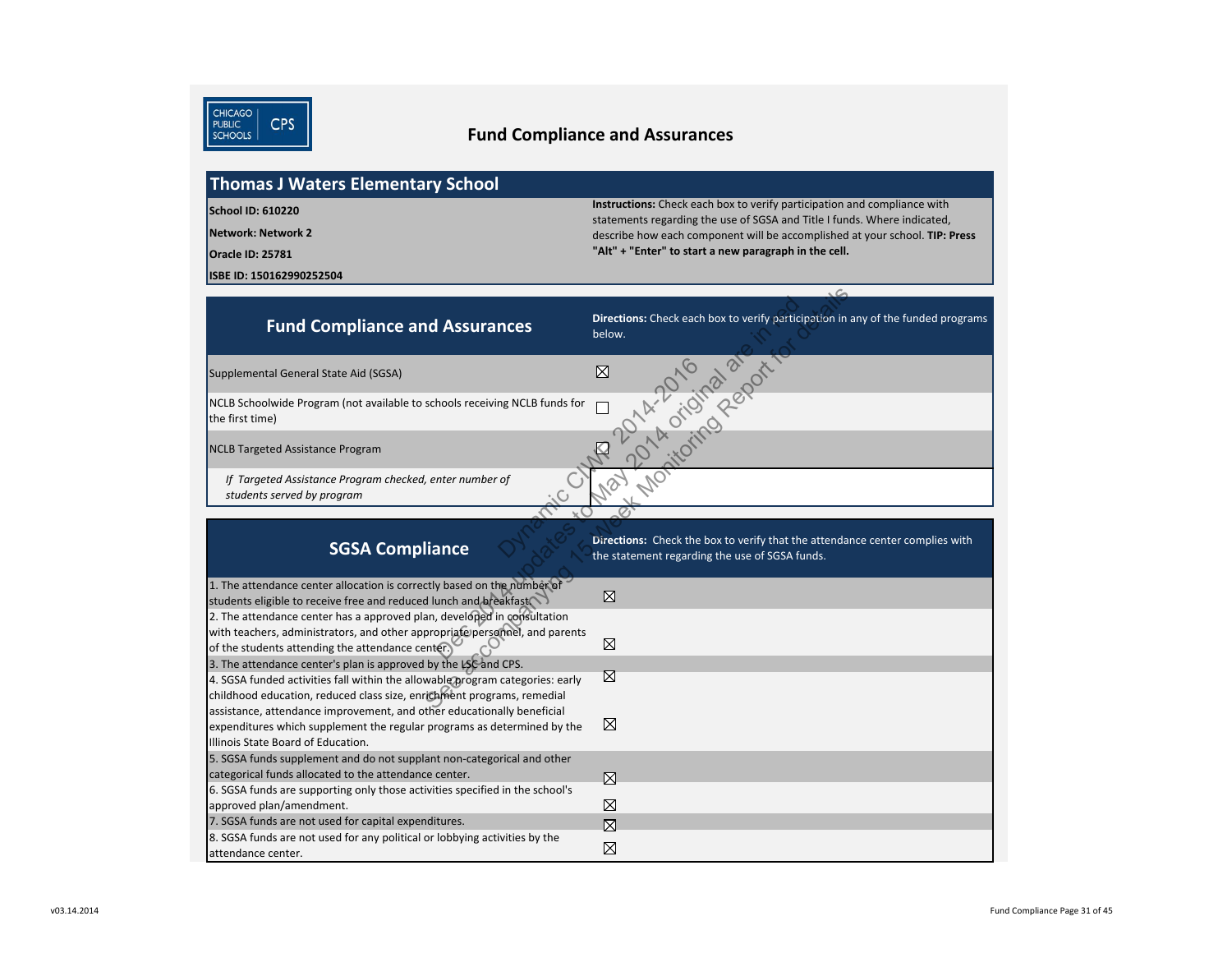# Fund Compliance and Assurances

## Thomas J Waters Elementary School

**School ID: 610220**

**Network: Network 2**

**Oracle ID: 25781**

**ISBE ID: 150162990252504**

**Instructions:** Check each box to verify participation and compliance with statements regarding the use of SGSA and Title I funds. Where indicated, describe how each component will be accomplished at your school. **TIP: Press "Alt" + "Enter" to start a new paragraph in the cell.**

| Fund Compliance and Assurances | **Directions:** Check each box to verify participation in any of the funded programs below. |
|---|---|
| Supplemental General State Aid (SGSA) | ☒ |
| NCLB Schoolwide Program (not available to schools receiving NCLB funds for the first time) | ☐ |
| NCLB Targeted Assistance Program | ☒ |
| *If Targeted Assistance Program checked, enter number of students served by program* | |

| SGSA Compliance | **Directions:** Check the box to verify that the attendance center complies with the statement regarding the use of SGSA funds. |
|---|---|
| 1. The attendance center allocation is correctly based on the number of students eligible to receive free and reduced lunch and breakfast. | ☒ |
| 2. The attendance center has a approved plan, developed in consultation with teachers, administrators, and other appropriate personnel, and parents of the students attending the attendance center. | ☒ |
| 3. The attendance center's plan is approved by the LSC and CPS. | ☒ |
| 4. SGSA funded activities fall within the allowable program categories: early childhood education, reduced class size, enrichment programs, remedial assistance, attendance improvement, and other educationally beneficial expenditures which supplement the regular programs as determined by the Illinois State Board of Education. | ☒ |
| 5. SGSA funds supplement and do not supplant non-categorical and other categorical funds allocated to the attendance center. | ☒ |
| 6. SGSA funds are supporting only those activities specified in the school's approved plan/amendment. | ☒ |
| 7. SGSA funds are not used for capital expenditures. | ☒ |
| 8. SGSA funds are not used for any political or lobbying activities by the attendance center. | ☒ |

v03.14.2014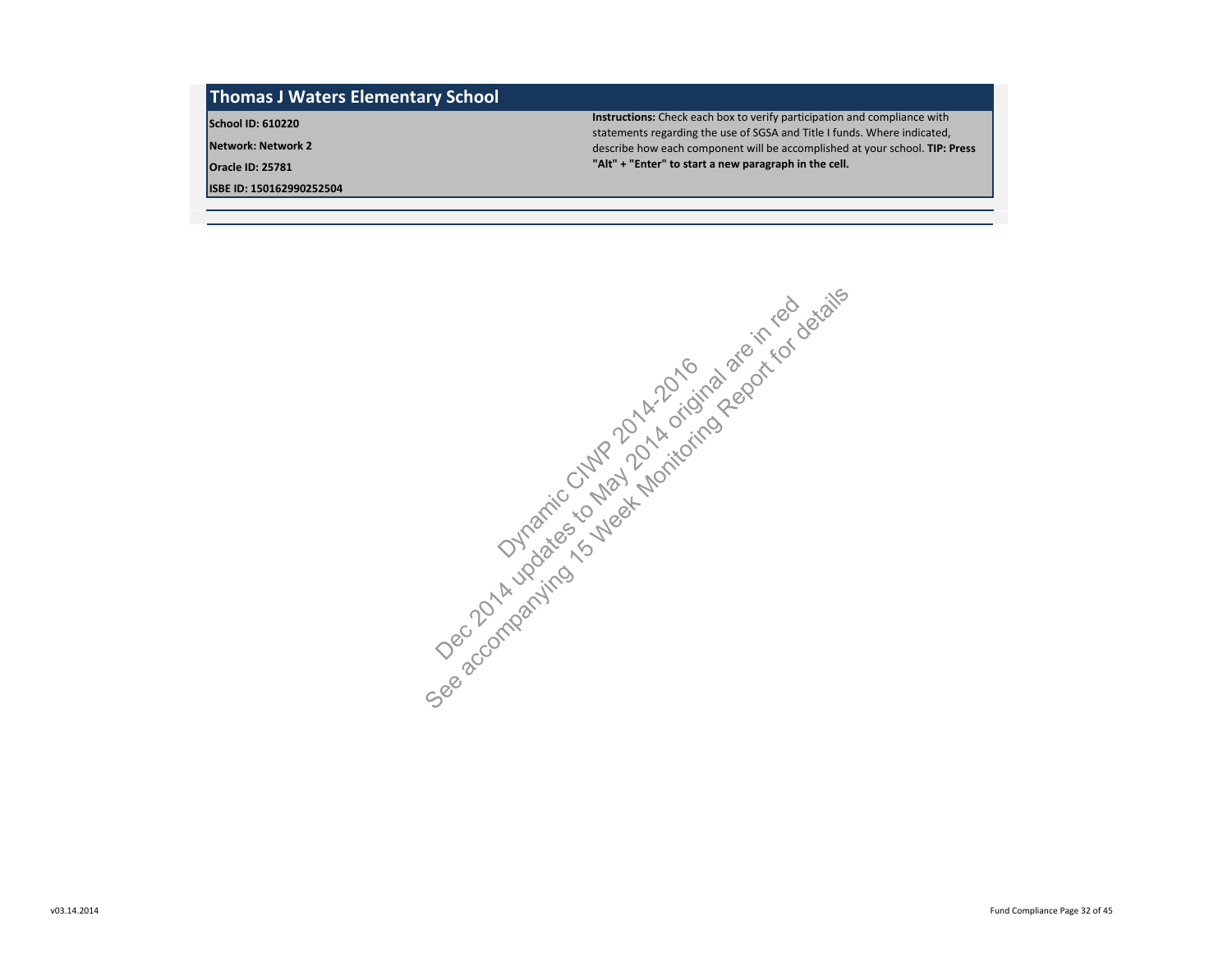## Thomas J Waters Elementary School

**School ID: 610220**

**Network: Network 2**

**Oracle ID: 25781**

**ISBE ID: 150162990252504**

**Instructions:** Check each box to verify participation and compliance with statements regarding the use of SGSA and Title I funds. Where indicated, describe how each component will be accomplished at your school. **TIP: Press "Alt" + "Enter" to start a new paragraph in the cell.**

Dynamic CIWP 2014-2016
Dec 2014 updates to May 2014 original are in red
See accompanying 15 Week Monitoring Report for details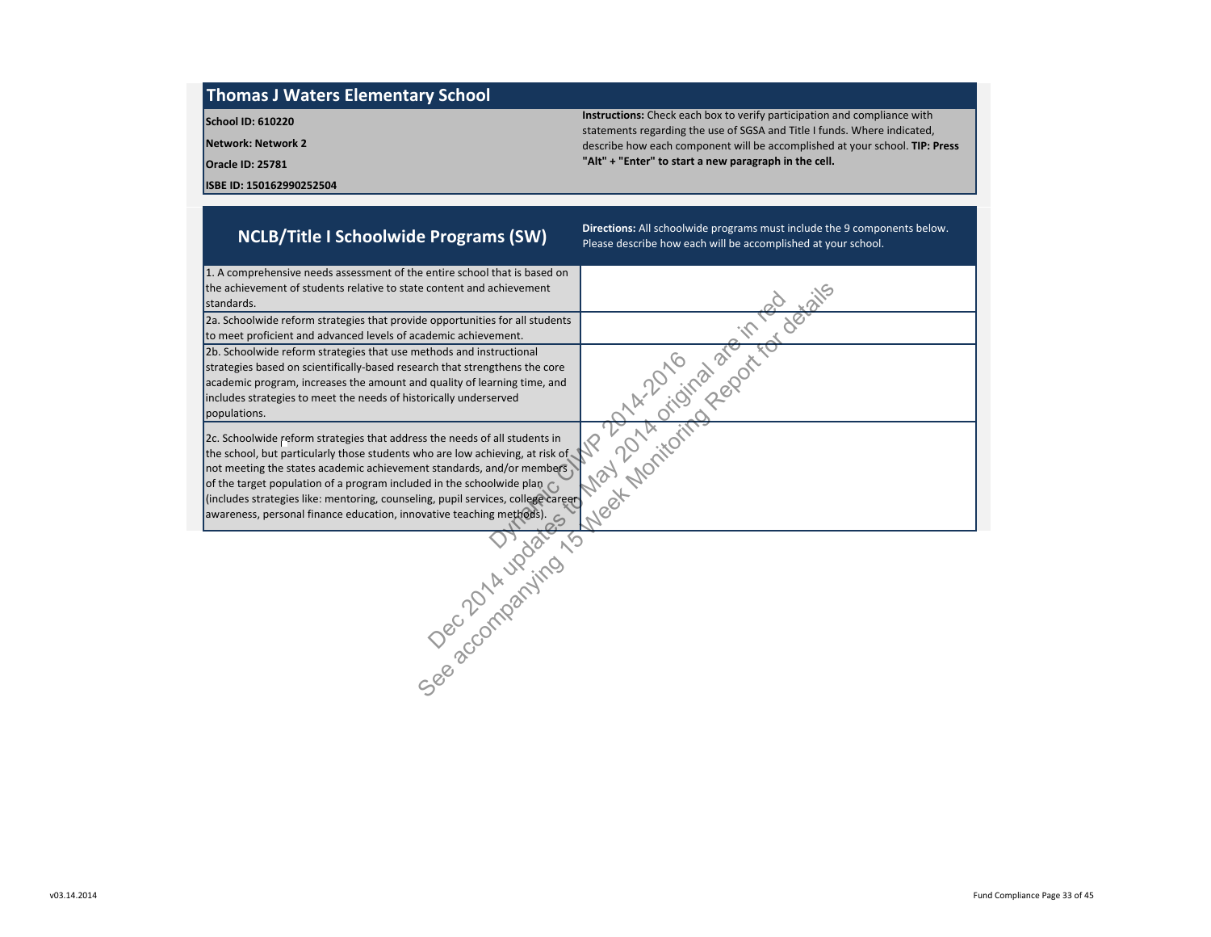## Thomas J Waters Elementary School

**School ID: 610220**

**Network: Network 2**

**Oracle ID: 25781**

**ISBE ID: 150162990252504**

**Instructions:** Check each box to verify participation and compliance with statements regarding the use of SGSA and Title I funds. Where indicated, describe how each component will be accomplished at your school. **TIP: Press "Alt" + "Enter" to start a new paragraph in the cell.**

## NCLB/Title I Schoolwide Programs (SW)

**Directions:** All schoolwide programs must include the 9 components below. Please describe how each will be accomplished at your school.

| Component | Description |
|---|---|
| 1. A comprehensive needs assessment of the entire school that is based on the achievement of students relative to state content and achievement standards. | |
| 2a. Schoolwide reform strategies that provide opportunities for all students to meet proficient and advanced levels of academic achievement. | |
| 2b. Schoolwide reform strategies that use methods and instructional strategies based on scientifically-based research that strengthens the core academic program, increases the amount and quality of learning time, and includes strategies to meet the needs of historically underserved populations. | |
| 2c. Schoolwide reform strategies that address the needs of all students in the school, but particularly those students who are low achieving, at risk of not meeting the states academic achievement standards, and/or members of the target population of a program included in the schoolwide plan (includes strategies like: mentoring, counseling, pupil services, college career awareness, personal finance education, innovative teaching methods). | |

Dynamic CIWP 2014-2016
Dec 2014 updates to May 2014 original are in red
See accompanying 15 Week Monitoring Report for details

v03.14.2014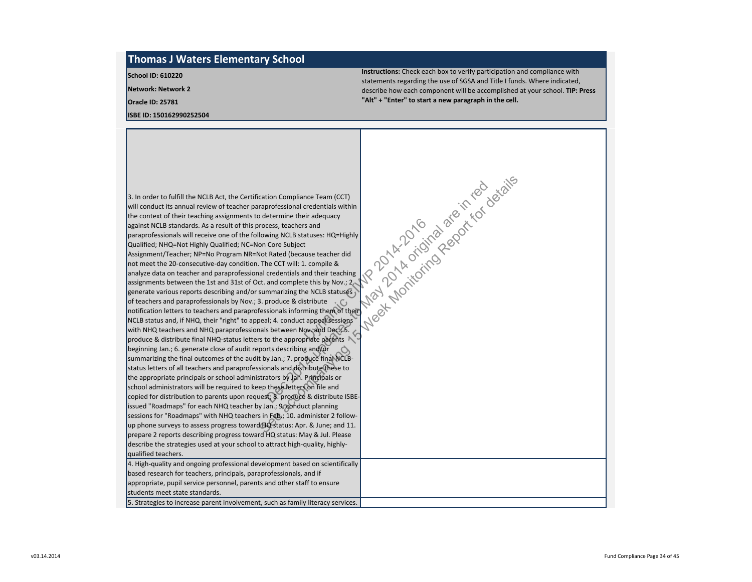# Thomas J Waters Elementary School

**School ID: 610220**

**Network: Network 2**

**Oracle ID: 25781**

**ISBE ID: 150162990252504**

**Instructions:** Check each box to verify participation and compliance with statements regarding the use of SGSA and Title I funds. Where indicated, describe how each component will be accomplished at your school. **TIP: Press "Alt" + "Enter" to start a new paragraph in the cell.**

| | |
|---|---|
| 3. In order to fulfill the NCLB Act, the Certification Compliance Team (CCT) will conduct its annual review of teacher paraprofessional credentials within the context of their teaching assignments to determine their adequacy against NCLB standards. As a result of this process, teachers and paraprofessionals will receive one of the following NCLB statuses: HQ=Highly Qualified; NHQ=Not Highly Qualified; NC=Non Core Subject Assignment/Teacher; NP=No Program NR=Not Rated (because teacher did not meet the 20-consecutive-day condition. The CCT will: 1. compile & analyze data on teacher and paraprofessional credentials and their teaching assignments between the 1st and 31st of Oct. and complete this by Nov.; 2. generate various reports describing and/or summarizing the NCLB statuses of teachers and paraprofessionals by Nov.; 3. produce & distribute notification letters to teachers and paraprofessionals informing them of their NCLB status and, if NHQ, their "right" to appeal; 4. conduct appeal sessions with NHQ teachers and NHQ paraprofessionals between Nov. and Dec.; 5. produce & distribute final NHQ-status letters to the appropriate parents beginning Jan.; 6. generate close of audit reports describing and/or summarizing the final outcomes of the audit by Jan.; 7. produce final NCLB-status letters of all teachers and paraprofessionals and distribute these to the appropriate principals or school administrators by Jan. Principals or school administrators will be required to keep these letters on file and copied for distribution to parents upon request; 8. produce & distribute ISBE-issued "Roadmaps" for each NHQ teacher by Jan.; 9. conduct planning sessions for "Roadmaps" with NHQ teachers in Feb.; 10. administer 2 follow-up phone surveys to assess progress toward HQ status: Apr. & June; and 11. prepare 2 reports describing progress toward HQ status: May & Jul. Please describe the strategies used at your school to attract high-quality, highly-qualified teachers. | |
| 4. High-quality and ongoing professional development based on scientifically based research for teachers, principals, paraprofessionals, and if appropriate, pupil service personnel, parents and other staff to ensure students meet state standards. | |
| 5. Strategies to increase parent involvement, such as family literacy services. | |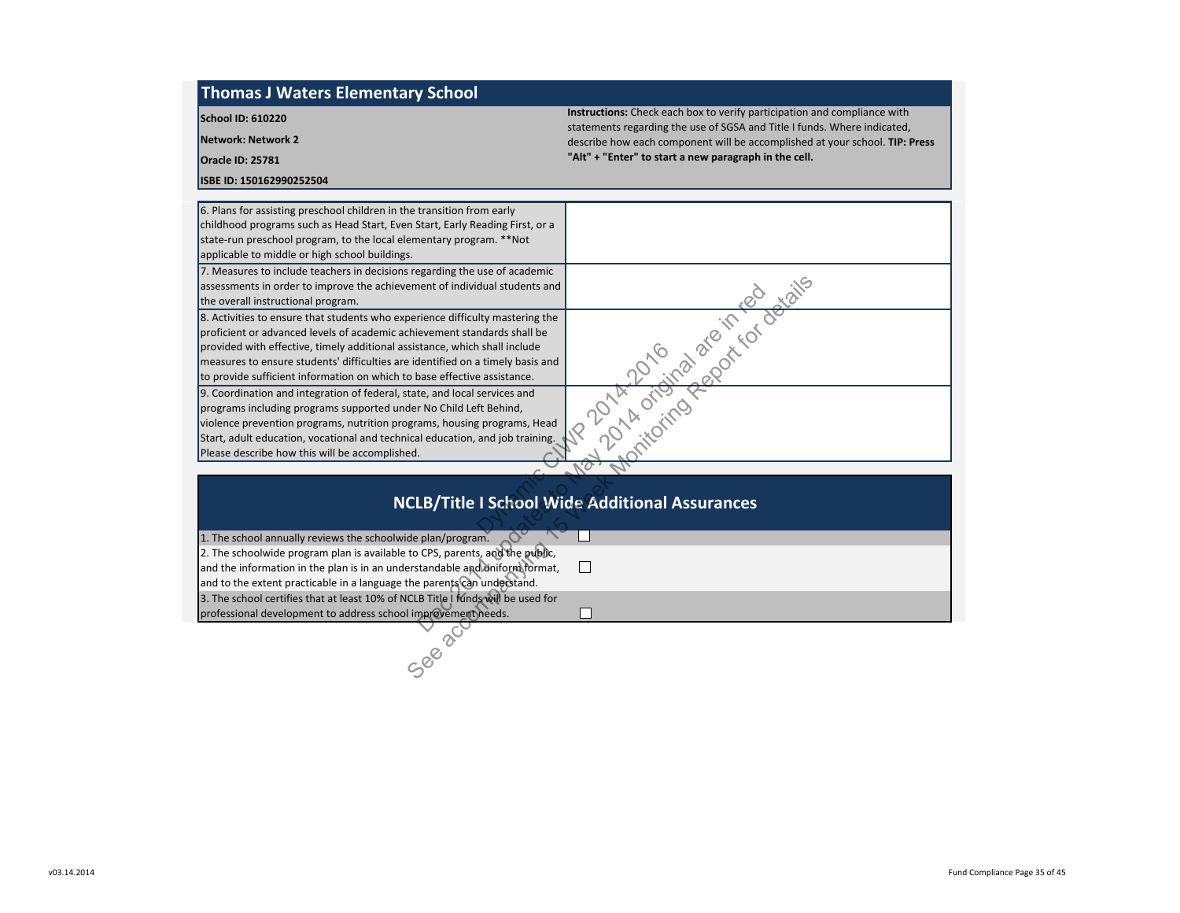# Thomas J Waters Elementary School

**School ID: 610220**

**Network: Network 2**

**Oracle ID: 25781**

**ISBE ID: 150162990252504**

**Instructions:** Check each box to verify participation and compliance with statements regarding the use of SGSA and Title I funds. Where indicated, describe how each component will be accomplished at your school. **TIP: Press "Alt" + "Enter" to start a new paragraph in the cell.**

| Component | Description |
| --- | --- |
| 6. Plans for assisting preschool children in the transition from early childhood programs such as Head Start, Even Start, Early Reading First, or a state-run preschool program, to the local elementary program. **Not applicable to middle or high school buildings. | |
| 7. Measures to include teachers in decisions regarding the use of academic assessments in order to improve the achievement of individual students and the overall instructional program. | |
| 8. Activities to ensure that students who experience difficulty mastering the proficient or advanced levels of academic achievement standards shall be provided with effective, timely additional assistance, which shall include measures to ensure students' difficulties are identified on a timely basis and to provide sufficient information on which to base effective assistance. | |
| 9. Coordination and integration of federal, state, and local services and programs including programs supported under No Child Left Behind, violence prevention programs, nutrition programs, housing programs, Head Start, adult education, vocational and technical education, and job training. Please describe how this will be accomplished. | |

## NCLB/Title I School Wide Additional Assurances

| Assurance | Check |
| --- | --- |
| 1. The school annually reviews the schoolwide plan/program. | ☐ |
| 2. The schoolwide program plan is available to CPS, parents, and the public, and the information in the plan is in an understandable and uniform format, and to the extent practicable in a language the parents can understand. | ☐ |
| 3. The school certifies that at least 10% of NCLB Title I funds will be used for professional development to address school improvement needs. | ☐ |

Dynamic CIWP 2014-2016
Dec 2014 updates to May 2014 original are in red
See accompanying 15 Week Monitoring Report for details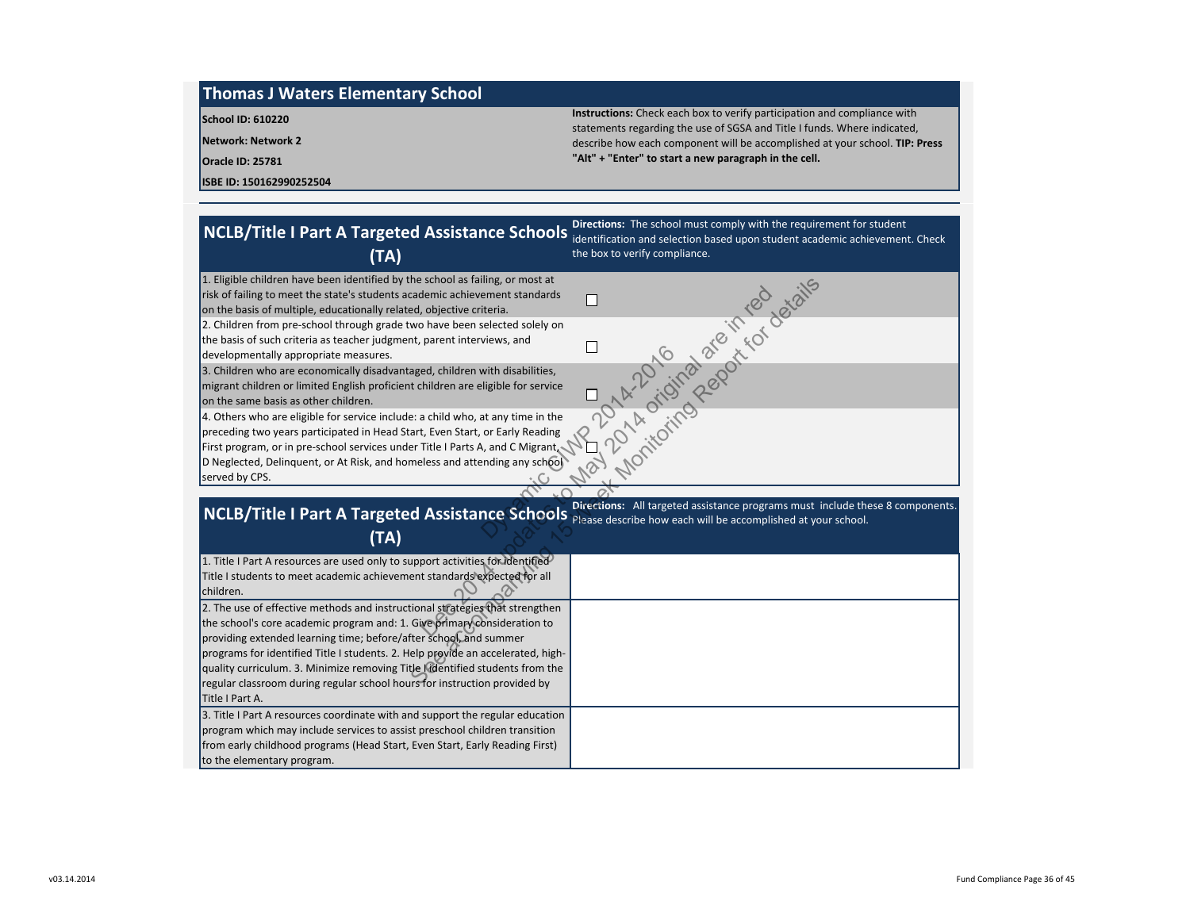# Thomas J Waters Elementary School

**School ID: 610220**

**Network: Network 2**

**Oracle ID: 25781**

**ISBE ID: 150162990252504**

**Instructions:** Check each box to verify participation and compliance with statements regarding the use of SGSA and Title I funds. Where indicated, describe how each component will be accomplished at your school. **TIP: Press "Alt" + "Enter" to start a new paragraph in the cell.**

Dynamic CIWP 2014-2016 Dec 2014 updates to May 2014 original are in red
See accompanying 15 week Monitoring Report for details

## NCLB/Title I Part A Targeted Assistance Schools (TA)

**Directions:** The school must comply with the requirement for student identification and selection based upon student academic achievement. Check the box to verify compliance.

| Requirement | Compliance |
|---|---|
| 1. Eligible children have been identified by the school as failing, or most at risk of failing to meet the state's students academic achievement standards on the basis of multiple, educationally related, objective criteria. | ☐ |
| 2. Children from pre-school through grade two have been selected solely on the basis of such criteria as teacher judgment, parent interviews, and developmentally appropriate measures. | ☐ |
| 3. Children who are economically disadvantaged, children with disabilities, migrant children or limited English proficient children are eligible for service on the same basis as other children. | ☐ |
| 4. Others who are eligible for service include: a child who, at any time in the preceding two years participated in Head Start, Even Start, or Early Reading First program, or in pre-school services under Title I Parts A, and C Migrant, D Neglected, Delinquent, or At Risk, and homeless and attending any school served by CPS. | ☐ |

## NCLB/Title I Part A Targeted Assistance Schools (TA)

**Directions:** All targeted assistance programs must include these 8 components. Please describe how each will be accomplished at your school.

| Component | Description |
|---|---|
| 1. Title I Part A resources are used only to support activities for identified Title I students to meet academic achievement standards expected for all children. | |
| 2. The use of effective methods and instructional strategies that strengthen the school's core academic program and: 1. Give primary consideration to providing extended learning time; before/after school, and summer programs for identified Title I students. 2. Help provide an accelerated, high-quality curriculum. 3. Minimize removing Title I identified students from the regular classroom during regular school hours for instruction provided by Title I Part A. | |
| 3. Title I Part A resources coordinate with and support the regular education program which may include services to assist preschool children transition from early childhood programs (Head Start, Even Start, Early Reading First) to the elementary program. | |

v03.14.2014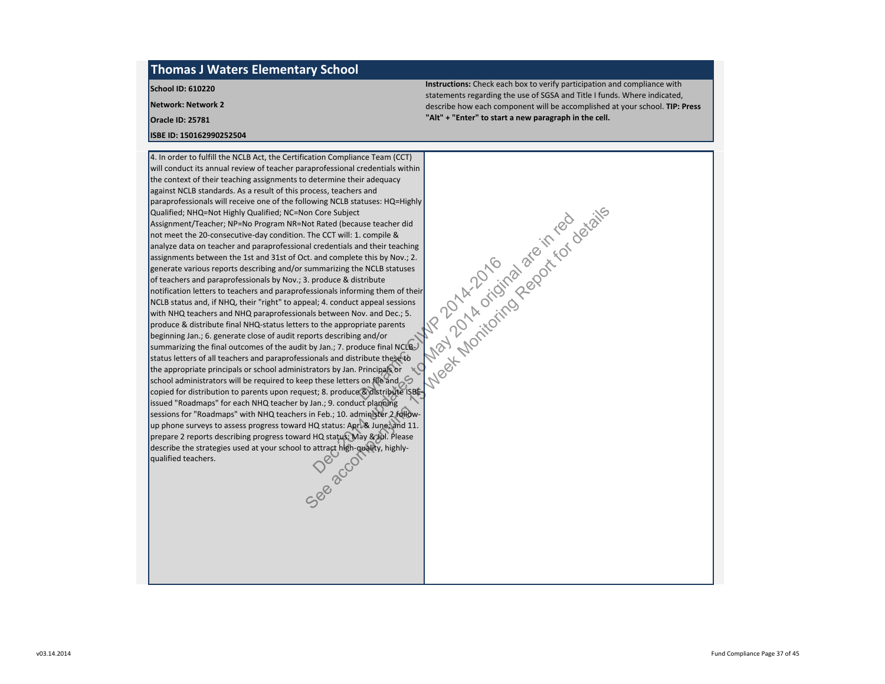# Thomas J Waters Elementary School

**School ID: 610220**

**Network: Network 2**

**Oracle ID: 25781**

**ISBE ID: 150162990252504**

**Instructions:** Check each box to verify participation and compliance with statements regarding the use of SGSA and Title I funds. Where indicated, describe how each component will be accomplished at your school. **TIP: Press "Alt" + "Enter" to start a new paragraph in the cell.**

| | |
|---|---|
| 4. In order to fulfill the NCLB Act, the Certification Compliance Team (CCT) will conduct its annual review of teacher paraprofessional credentials within the context of their teaching assignments to determine their adequacy against NCLB standards. As a result of this process, teachers and paraprofessionals will receive one of the following NCLB statuses: HQ=Highly Qualified; NHQ=Not Highly Qualified; NC=Non Core Subject Assignment/Teacher; NP=No Program NR=Not Rated (because teacher did not meet the 20-consecutive-day condition. The CCT will: 1. compile & analyze data on teacher and paraprofessional credentials and their teaching assignments between the 1st and 31st of Oct. and complete this by Nov.; 2. generate various reports describing and/or summarizing the NCLB statuses of teachers and paraprofessionals by Nov.; 3. produce & distribute notification letters to teachers and paraprofessionals informing them of their NCLB status and, if NHQ, their "right" to appeal; 4. conduct appeal sessions with NHQ teachers and NHQ paraprofessionals between Nov. and Dec.; 5. produce & distribute final NHQ-status letters to the appropriate parents beginning Jan.; 6. generate close of audit reports describing and/or summarizing the final outcomes of the audit by Jan.; 7. produce final NCLB-status letters of all teachers and paraprofessionals and distribute these to the appropriate principals or school administrators by Jan. Principals or school administrators will be required to keep these letters on file and copied for distribution to parents upon request; 8. produce & distribute ISBE-issued "Roadmaps" for each NHQ teacher by Jan.; 9. conduct planning sessions for "Roadmaps" with NHQ teachers in Feb.; 10. administer 2 follow-up phone surveys to assess progress toward HQ status: Apr. & June; and 11. prepare 2 reports describing progress toward HQ status: May & Jul. Please describe the strategies used at your school to attract high-quality, highly-qualified teachers. | |

Dec 2014 Updates to May 2014 original are in red
See accompanying 13 Week Monitoring Report for details
Dynamic CIWP 2014-2016

v03.14.2014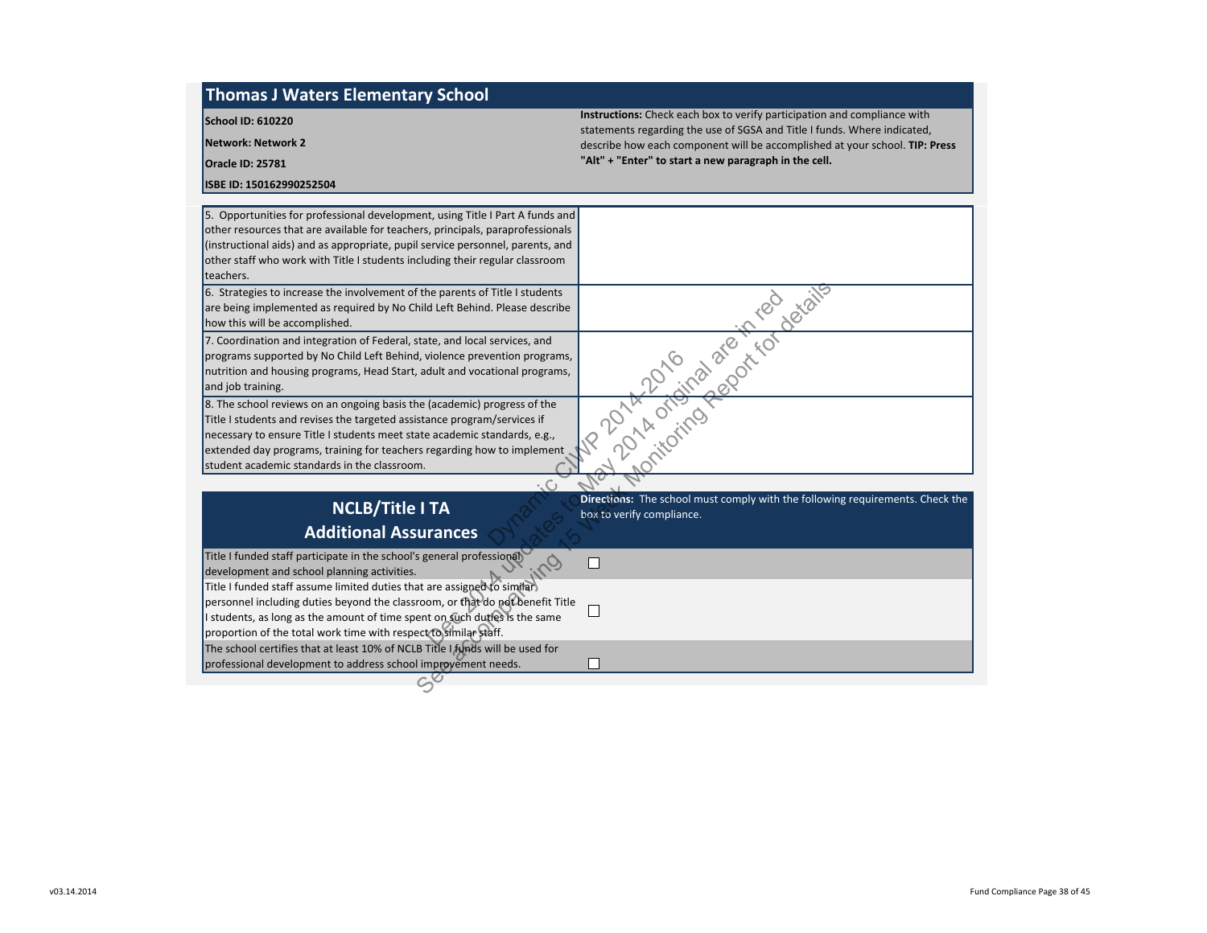## Thomas J Waters Elementary School

**School ID: 610220**

**Network: Network 2**

**Oracle ID: 25781**

**ISBE ID: 150162990252504**

**Instructions:** Check each box to verify participation and compliance with statements regarding the use of SGSA and Title I funds. Where indicated, describe how each component will be accomplished at your school. **TIP: Press "Alt" + "Enter" to start a new paragraph in the cell.**

| | |
|---|---|
| 5. Opportunities for professional development, using Title I Part A funds and other resources that are available for teachers, principals, paraprofessionals (instructional aids) and as appropriate, pupil service personnel, parents, and other staff who work with Title I students including their regular classroom teachers. | |
| 6. Strategies to increase the involvement of the parents of Title I students are being implemented as required by No Child Left Behind. Please describe how this will be accomplished. | |
| 7. Coordination and integration of Federal, state, and local services, and programs supported by No Child Left Behind, violence prevention programs, nutrition and housing programs, Head Start, adult and vocational programs, and job training. | |
| 8. The school reviews on an ongoing basis the (academic) progress of the Title I students and revises the targeted assistance program/services if necessary to ensure Title I students meet state academic standards, e.g., extended day programs, training for teachers regarding how to implement student academic standards in the classroom. | |

Dynamic CIWP 2014-2016
Dec 2014 updates to May 2014 original are in red
See accompanying 15 Week Monitoring Report for details

## NCLB/Title I TA Additional Assurances

**Directions:** The school must comply with the following requirements. Check the box to verify compliance.

| | |
|---|---|
| Title I funded staff participate in the school's general professional development and school planning activities. | ☐ |
| Title I funded staff assume limited duties that are assigned to similar personnel including duties beyond the classroom, or that do not benefit Title I students, as long as the amount of time spent on such duties is the same proportion of the total work time with respect to similar staff. | ☐ |
| The school certifies that at least 10% of NCLB Title I funds will be used for professional development to address school improvement needs. | ☐ |

v03.14.2014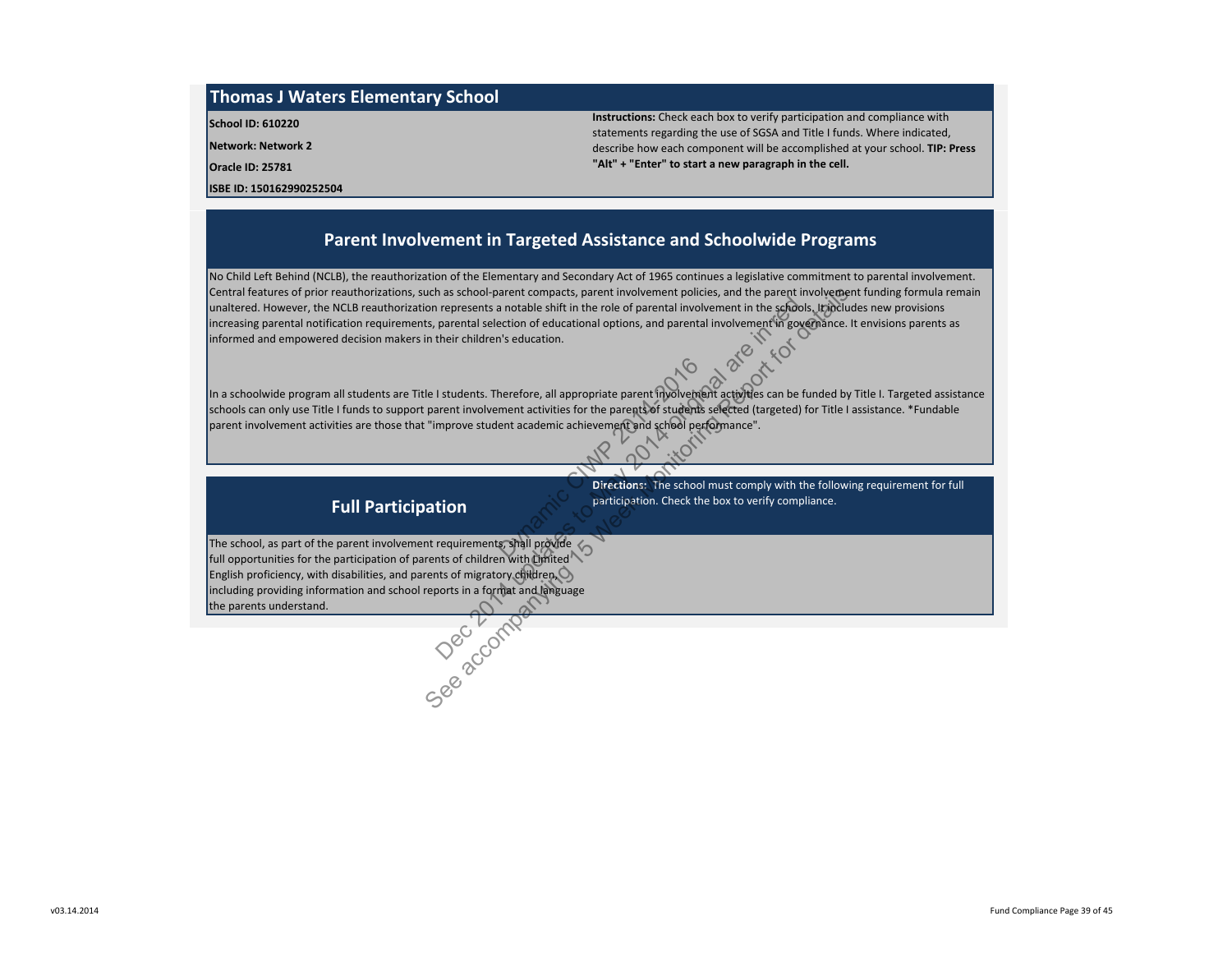## Thomas J Waters Elementary School

**School ID: 610220**

**Network: Network 2**

**Oracle ID: 25781**

**ISBE ID: 150162990252504**

**Instructions:** Check each box to verify participation and compliance with statements regarding the use of SGSA and Title I funds. Where indicated, describe how each component will be accomplished at your school. **TIP: Press "Alt" + "Enter" to start a new paragraph in the cell.**

## Parent Involvement in Targeted Assistance and Schoolwide Programs

No Child Left Behind (NCLB), the reauthorization of the Elementary and Secondary Act of 1965 continues a legislative commitment to parental involvement. Central features of prior reauthorizations, such as school-parent compacts, parent involvement policies, and the parent involvement funding formula remain unaltered. However, the NCLB reauthorization represents a notable shift in the role of parental involvement in the schools. It includes new provisions increasing parental notification requirements, parental selection of educational options, and parental involvement in governance. It envisions parents as informed and empowered decision makers in their children's education.

In a schoolwide program all students are Title I students. Therefore, all appropriate parent involvement activities can be funded by Title I. Targeted assistance schools can only use Title I funds to support parent involvement activities for the parents of students selected (targeted) for Title I assistance. *Fundable parent involvement activities are those that "improve student academic achievement and school performance".

## Full Participation

**Directions:** The school must comply with the following requirement for full participation. Check the box to verify compliance.

The school, as part of the parent involvement requirements, shall provide full opportunities for the participation of parents of children with Limited English proficiency, with disabilities, and parents of migratory children, including providing information and school reports in a format and language the parents understand.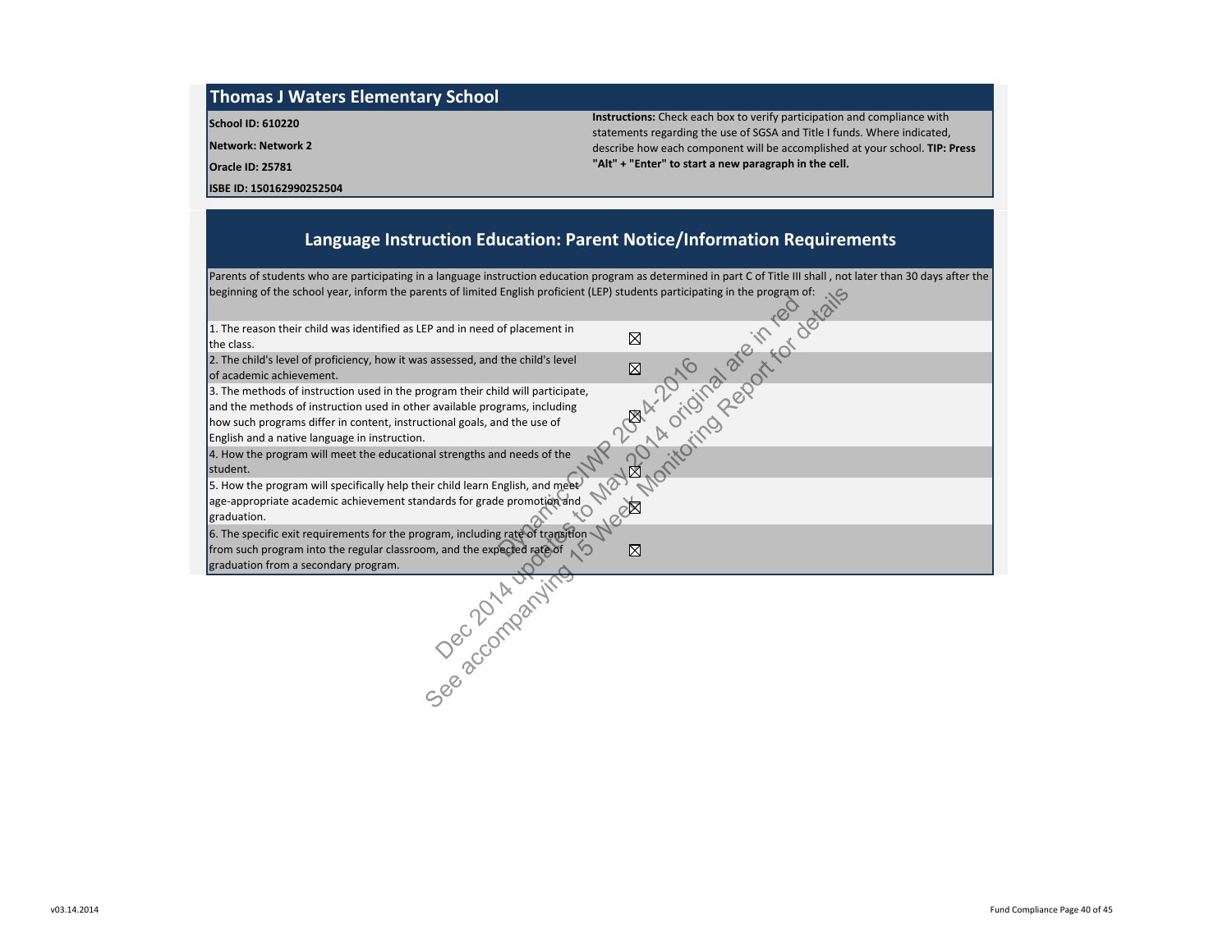## Thomas J Waters Elementary School

**School ID: 610220**

**Network: Network 2**

**Oracle ID: 25781**

**ISBE ID: 150162990252504**

**Instructions:** Check each box to verify participation and compliance with statements regarding the use of SGSA and Title I funds. Where indicated, describe how each component will be accomplished at your school. **TIP: Press "Alt" + "Enter" to start a new paragraph in the cell.**

## Language Instruction Education: Parent Notice/Information Requirements

Parents of students who are participating in a language instruction education program as determined in part C of Title III shall , not later than 30 days after the beginning of the school year, inform the parents of limited English proficient (LEP) students participating in the program of:

| Requirement | Check |
|---|---|
| 1. The reason their child was identified as LEP and in need of placement in the class. | ☒ |
| 2. The child's level of proficiency, how it was assessed, and the child's level of academic achievement. | ☒ |
| 3. The methods of instruction used in the program their child will participate, and the methods of instruction used in other available programs, including how such programs differ in content, instructional goals, and the use of English and a native language in instruction. | ☒ |
| 4. How the program will meet the educational strengths and needs of the student. | ☒ |
| 5. How the program will specifically help their child learn English, and meet age-appropriate academic achievement standards for grade promotion and graduation. | ☒ |
| 6. The specific exit requirements for the program, including rate of transition from such program into the regular classroom, and the expected rate of graduation from a secondary program. | ☒ |

Dynamic CIWP 2014-2016
Dec 2014 updates to May 2014 original are in red
See accompanying 15 Week Monitoring Report for details

v03.14.2014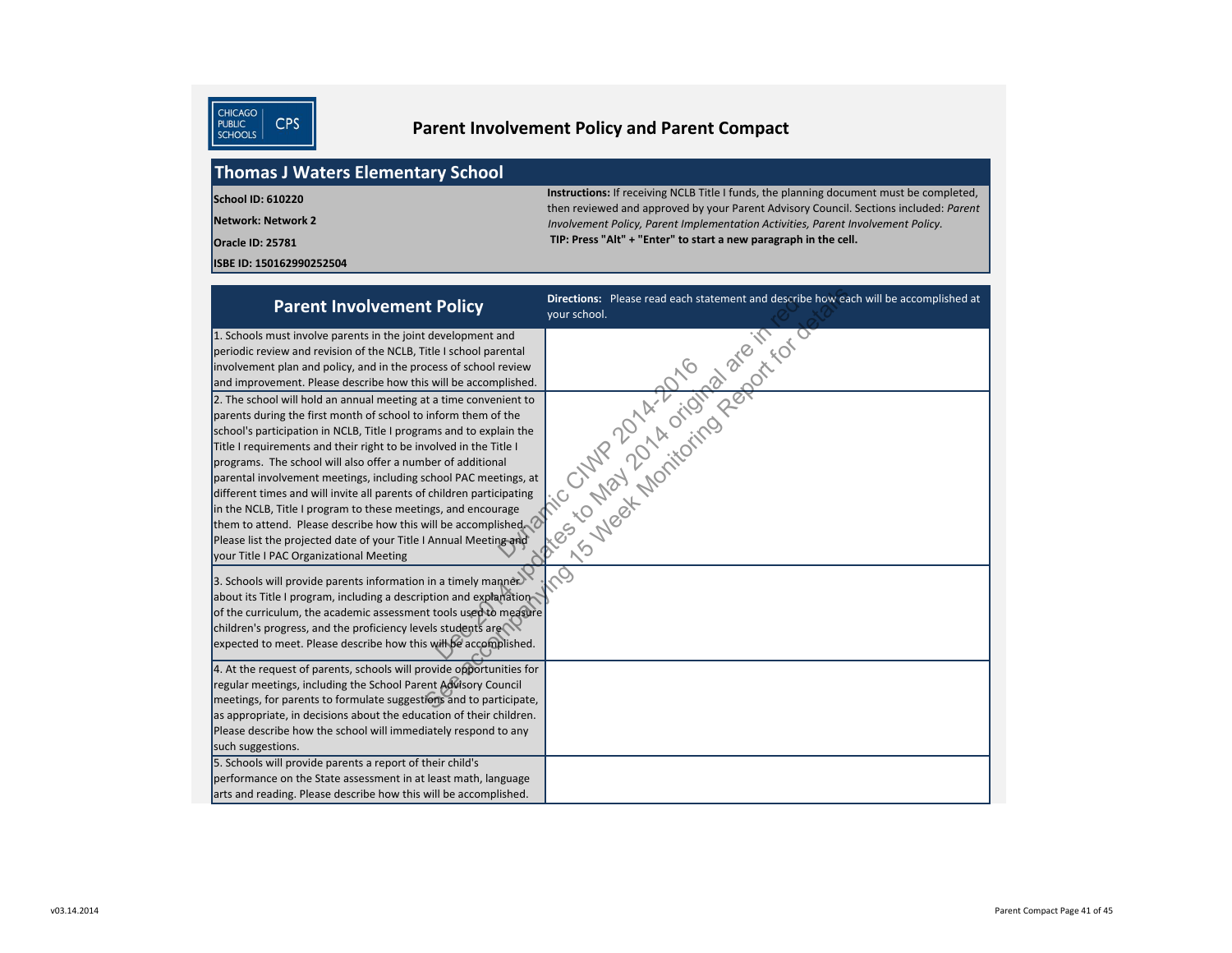CHICAGO PUBLIC SCHOOLS CPS

# Parent Involvement Policy and Parent Compact

## Thomas J Waters Elementary School

**School ID: 610220**

**Network: Network 2**

**Oracle ID: 25781**

**ISBE ID: 150162990252504**

**Instructions:** If receiving NCLB Title I funds, the planning document must be completed, then reviewed and approved by your Parent Advisory Council. Sections included: *Parent Involvement Policy, Parent Implementation Activities, Parent Involvement Policy.*
**TIP: Press "Alt" + "Enter" to start a new paragraph in the cell.**

Dynamic CIWP 2014-2016
Dec 2014 updates to May 2014 original are in red
See accompanying 15 Week Monitoring Report for details

| Parent Involvement Policy | **Directions:** Please read each statement and describe how each will be accomplished at your school. |
|---|---|
| 1. Schools must involve parents in the joint development and periodic review and revision of the NCLB, Title I school parental involvement plan and policy, and in the process of school review and improvement. Please describe how this will be accomplished. | |
| 2. The school will hold an annual meeting at a time convenient to parents during the first month of school to inform them of the school's participation in NCLB, Title I programs and to explain the Title I requirements and their right to be involved in the Title I programs. The school will also offer a number of additional parental involvement meetings, including school PAC meetings, at different times and will invite all parents of children participating in the NCLB, Title I program to these meetings, and encourage them to attend. Please describe how this will be accomplished. Please list the projected date of your Title I Annual Meeting and your Title I PAC Organizational Meeting | |
| 3. Schools will provide parents information in a timely manner about its Title I program, including a description and explanation of the curriculum, the academic assessment tools used to measure children's progress, and the proficiency levels students are expected to meet. Please describe how this will be accomplished. | |
| 4. At the request of parents, schools will provide opportunities for regular meetings, including the School Parent Advisory Council meetings, for parents to formulate suggestions and to participate, as appropriate, in decisions about the education of their children. Please describe how the school will immediately respond to any such suggestions. | |
| 5. Schools will provide parents a report of their child's performance on the State assessment in at least math, language arts and reading. Please describe how this will be accomplished. | |

v03.14.2014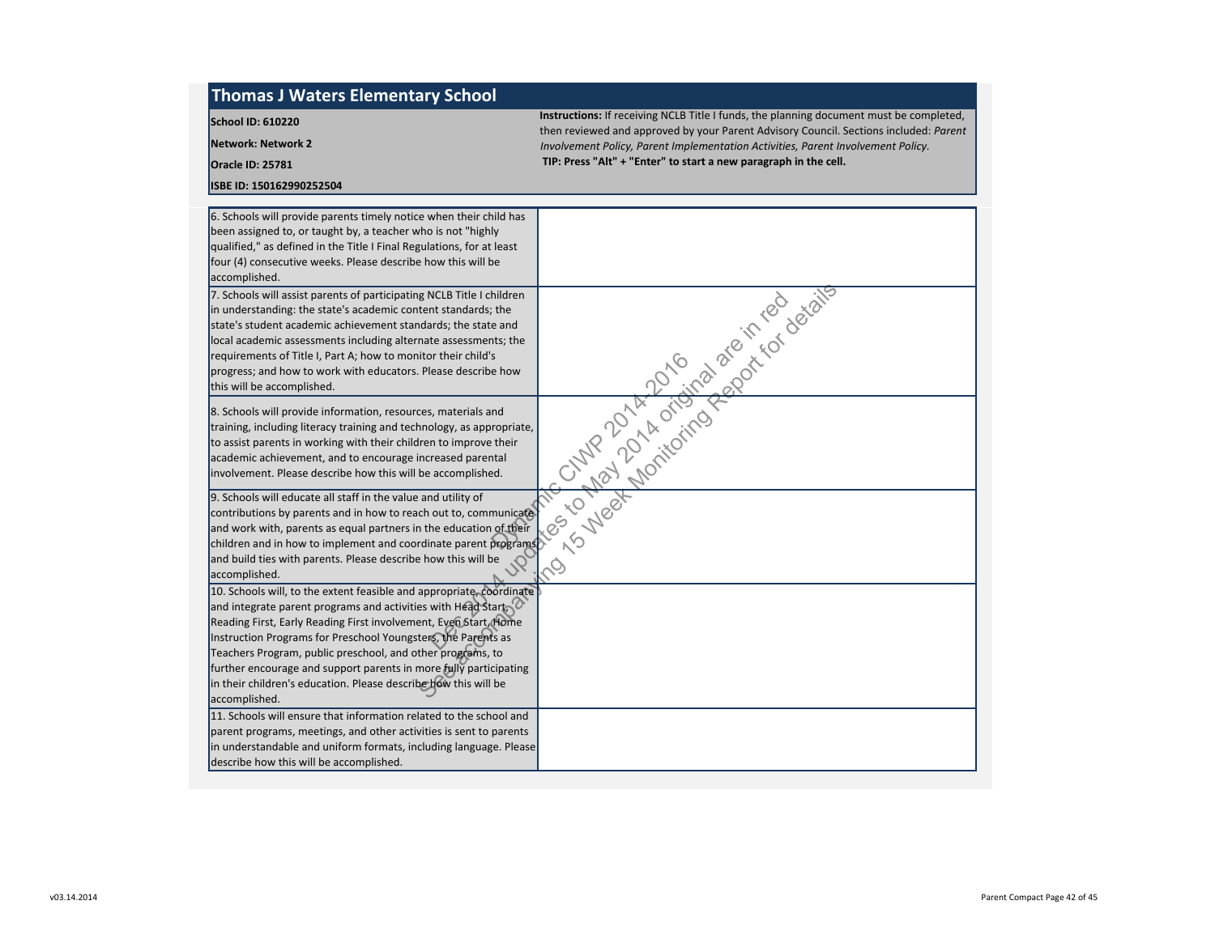# Thomas J Waters Elementary School

**School ID: 610220**

**Network: Network 2**

**Oracle ID: 25781**

**ISBE ID: 150162990252504**

**Instructions:** If receiving NCLB Title I funds, the planning document must be completed, then reviewed and approved by your Parent Advisory Council. Sections included: *Parent Involvement Policy, Parent Implementation Activities, Parent Involvement Policy.*

**TIP: Press "Alt" + "Enter" to start a new paragraph in the cell.**

| | |
|---|---|
| 6. Schools will provide parents timely notice when their child has been assigned to, or taught by, a teacher who is not "highly qualified," as defined in the Title I Final Regulations, for at least four (4) consecutive weeks. Please describe how this will be accomplished. | |
| 7. Schools will assist parents of participating NCLB Title I children in understanding: the state's academic content standards; the state's student academic achievement standards; the state and local academic assessments including alternate assessments; the requirements of Title I, Part A; how to monitor their child's progress; and how to work with educators. Please describe how this will be accomplished. | |
| 8. Schools will provide information, resources, materials and training, including literacy training and technology, as appropriate, to assist parents in working with their children to improve their academic achievement, and to encourage increased parental involvement. Please describe how this will be accomplished. | |
| 9. Schools will educate all staff in the value and utility of contributions by parents and in how to reach out to, communicate and work with, parents as equal partners in the education of their children and in how to implement and coordinate parent programs and build ties with parents. Please describe how this will be accomplished. | |
| 10. Schools will, to the extent feasible and appropriate, coordinate and integrate parent programs and activities with Head Start, Reading First, Early Reading First involvement, Even Start, Home Instruction Programs for Preschool Youngsters, the Parents as Teachers Program, public preschool, and other programs, to further encourage and support parents in more fully participating in their children's education. Please describe how this will be accomplished. | |
| 11. Schools will ensure that information related to the school and parent programs, meetings, and other activities is sent to parents in understandable and uniform formats, including language. Please describe how this will be accomplished. | |

Dynamic CIWP 2014-2016
Dec 2014 updates to May 2014 original are in red
See accompanying 15 Week Monitoring Report for details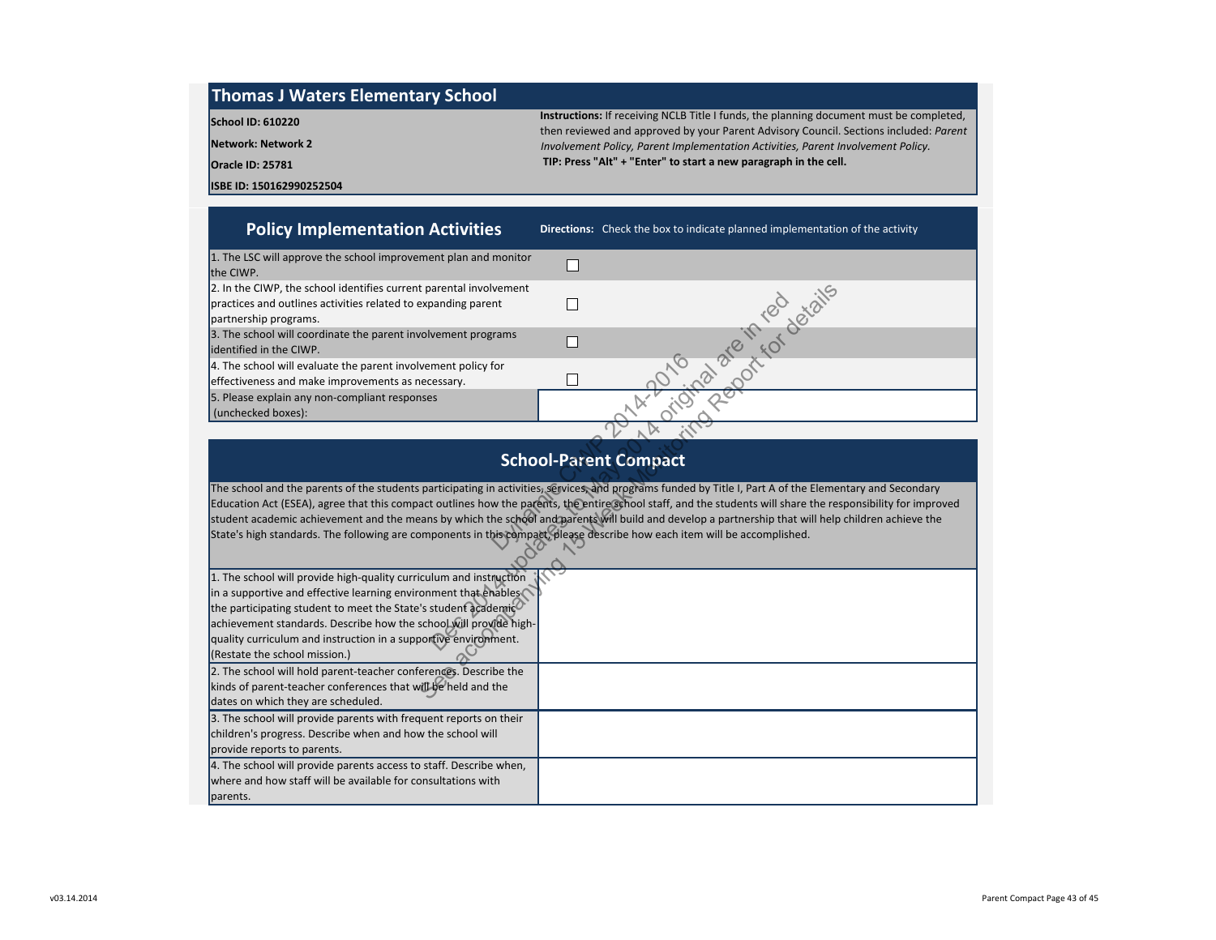# Thomas J Waters Elementary School

**School ID: 610220**

**Network: Network 2**

**Oracle ID: 25781**

**ISBE ID: 150162990252504**

**Instructions:** If receiving NCLB Title I funds, the planning document must be completed, then reviewed and approved by your Parent Advisory Council. Sections included: *Parent Involvement Policy, Parent Implementation Activities, Parent Involvement Policy.*

**TIP: Press "Alt" + "Enter" to start a new paragraph in the cell.**

## Policy Implementation Activities

**Directions:** Check the box to indicate planned implementation of the activity

| Activity | |
|---|---|
| 1. The LSC will approve the school improvement plan and monitor the CIWP. | ☐ |
| 2. In the CIWP, the school identifies current parental involvement practices and outlines activities related to expanding parent partnership programs. | ☐ |
| 3. The school will coordinate the parent involvement programs identified in the CIWP. | ☐ |
| 4. The school will evaluate the parent involvement policy for effectiveness and make improvements as necessary. | ☐ |
| 5. Please explain any non-compliant responses (unchecked boxes): | |

Dynamic CIWP 2014-2016
Dec 2014 updates to May 2014 original are in red
See accompanying 15 Week Monitoring Report for details

## School-Parent Compact

The school and the parents of the students participating in activities, services, and programs funded by Title I, Part A of the Elementary and Secondary Education Act (ESEA), agree that this compact outlines how the parents, the entire school staff, and the students will share the responsibility for improved student academic achievement and the means by which the school and parents will build and develop a partnership that will help children achieve the State's high standards. The following are components in this compact, please describe how each item will be accomplished.

| Component | Description |
|---|---|
| 1. The school will provide high-quality curriculum and instruction in a supportive and effective learning environment that enables the participating student to meet the State's student academic achievement standards. Describe how the school will provide high-quality curriculum and instruction in a supportive environment. (Restate the school mission.) | |
| 2. The school will hold parent-teacher conferences. Describe the kinds of parent-teacher conferences that will be held and the dates on which they are scheduled. | |
| 3. The school will provide parents with frequent reports on their children's progress. Describe when and how the school will provide reports to parents. | |
| 4. The school will provide parents access to staff. Describe when, where and how staff will be available for consultations with parents. | |

v03.14.2014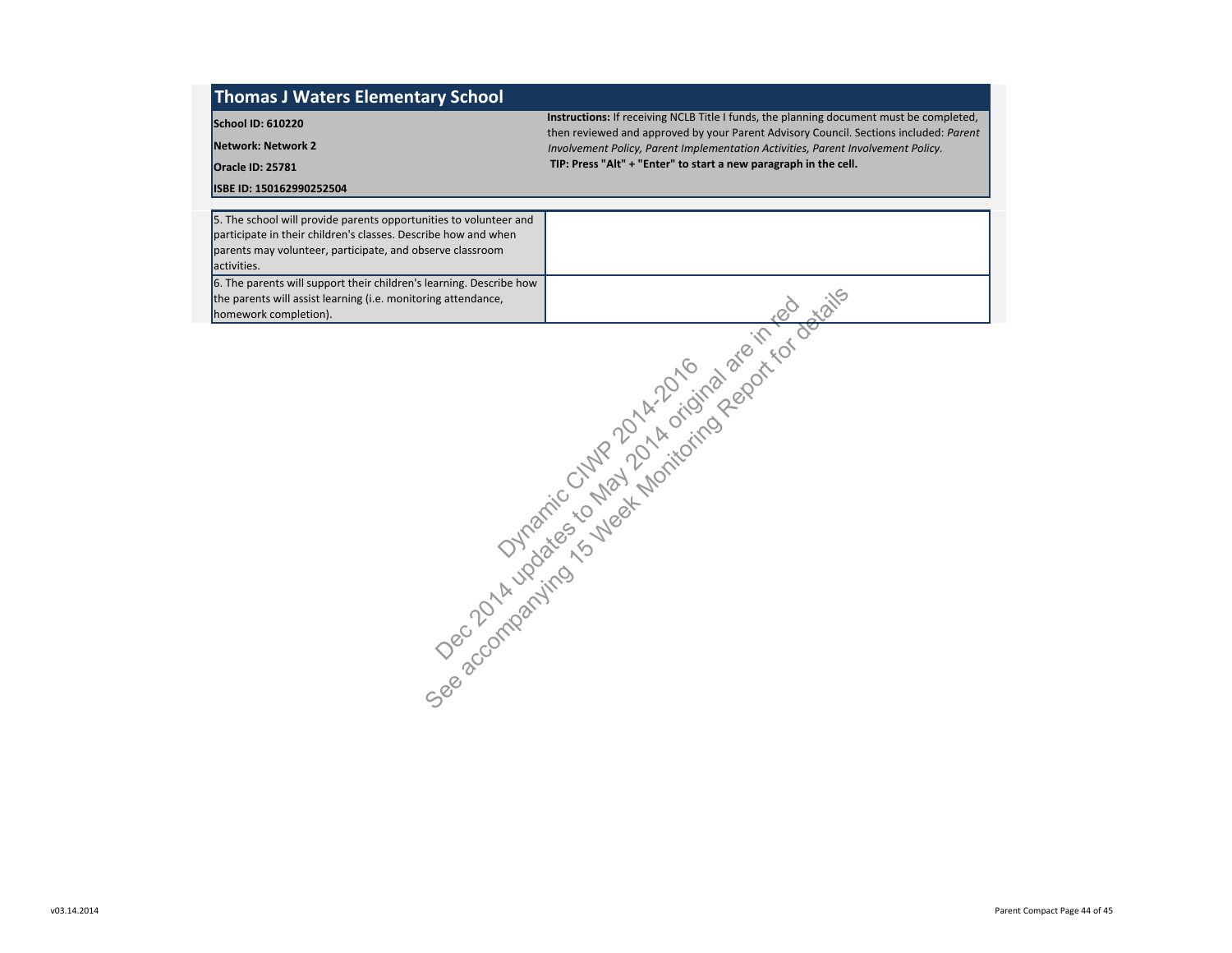# Thomas J Waters Elementary School

**School ID: 610220**

**Network: Network 2**

**Oracle ID: 25781**

**ISBE ID: 150162990252504**

**Instructions:** If receiving NCLB Title I funds, the planning document must be completed, then reviewed and approved by your Parent Advisory Council. Sections included: *Parent Involvement Policy, Parent Implementation Activities, Parent Involvement Policy.*
**TIP: Press "Alt" + "Enter" to start a new paragraph in the cell.**

| | |
|---|---|
| 5. The school will provide parents opportunities to volunteer and participate in their children's classes. Describe how and when parents may volunteer, participate, and observe classroom activities. | |
| 6. The parents will support their children's learning. Describe how the parents will assist learning (i.e. monitoring attendance, homework completion). | |

Dynamic CIWP 2014-2016
Dec 2014 updates to May 2014 original are in red
See accompanying 15 Week Monitoring Report for details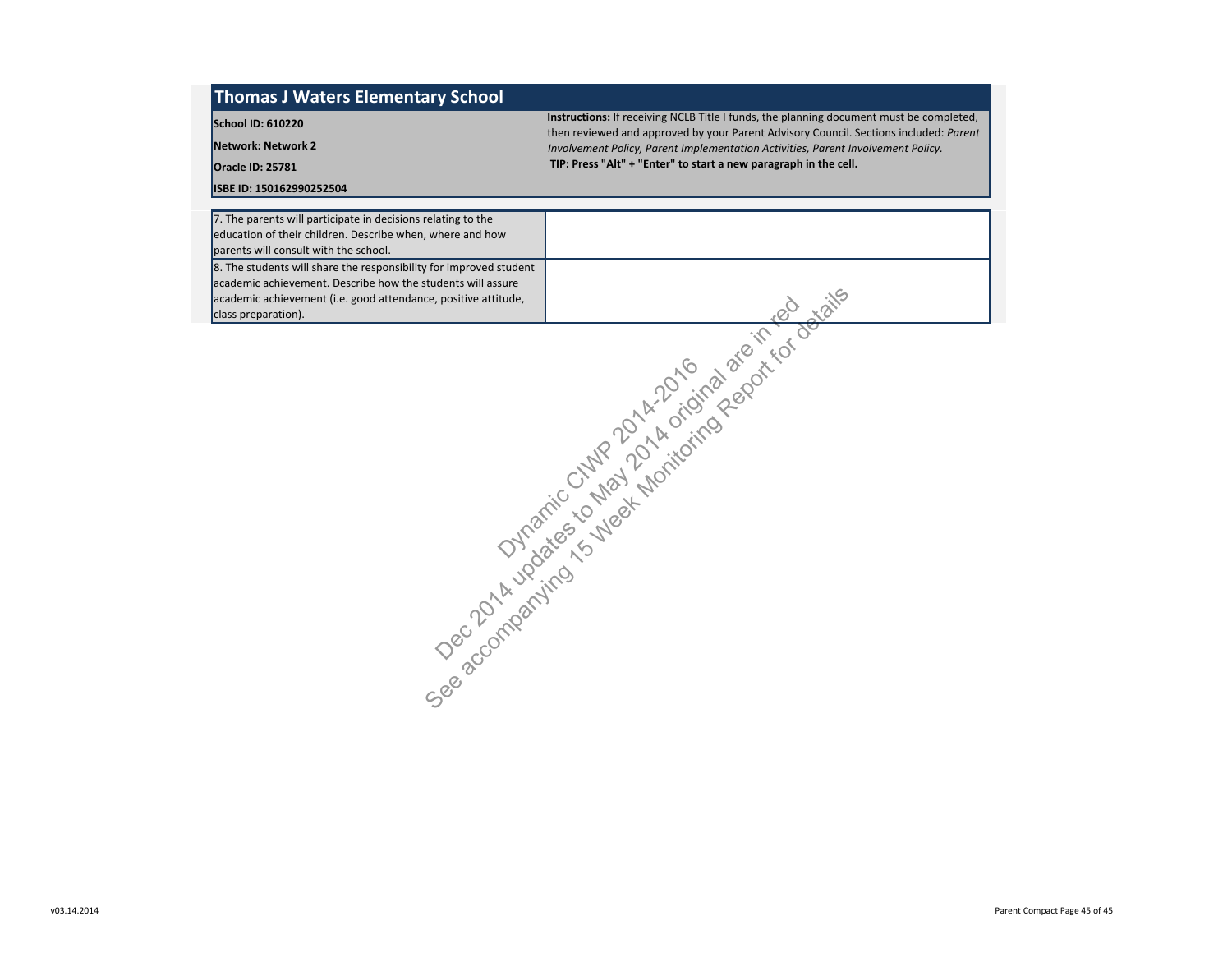# Thomas J Waters Elementary School

**School ID: 610220**

**Network: Network 2**

**Oracle ID: 25781**

**ISBE ID: 150162990252504**

**Instructions:** If receiving NCLB Title I funds, the planning document must be completed, then reviewed and approved by your Parent Advisory Council. Sections included: *Parent Involvement Policy, Parent Implementation Activities, Parent Involvement Policy.*
**TIP: Press "Alt" + "Enter" to start a new paragraph in the cell.**

| | |
|---|---|
| 7. The parents will participate in decisions relating to the education of their children. Describe when, where and how parents will consult with the school. | |
| 8. The students will share the responsibility for improved student academic achievement. Describe how the students will assure academic achievement (i.e. good attendance, positive attitude, class preparation). | |

Dynamic CIWP 2014-2016
Dec 2014 updates to May 2014 original are in red
See accompanying 15 Week Monitoring Report for details

v03.14.2014